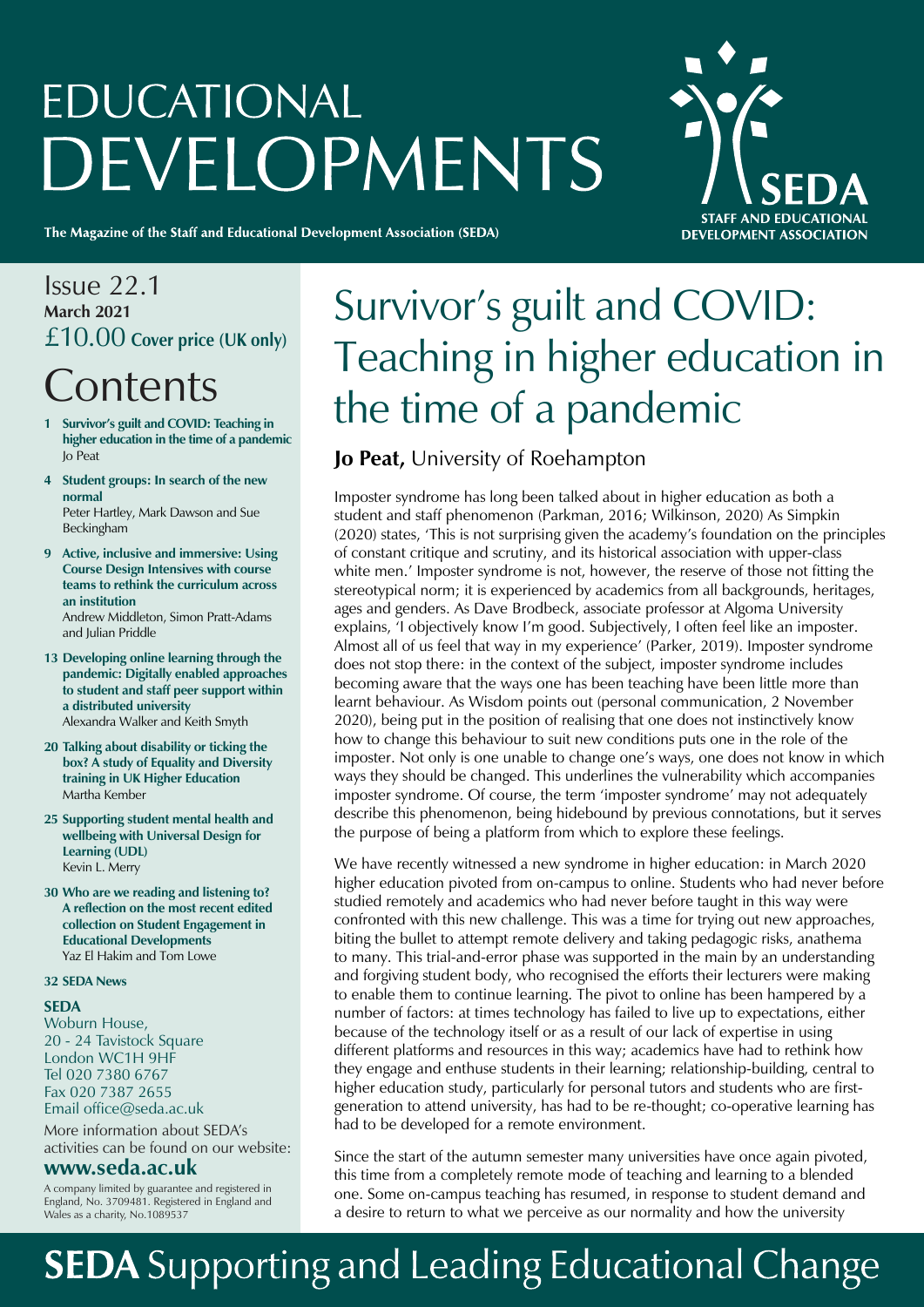# EDUCATIONAL DEVELOPMENTS

**The Magazine of the Staff and Educational Development Association (SEDA)**

SEDA
STAFF AND EDUCATIONAL DEVELOPMENT ASSOCIATION

Issue 22.1
**March 2021**
£10.00 **Cover price (UK only)**

## Contents

- **1 Survivor's guilt and COVID: Teaching in higher education in the time of a pandemic**
  Jo Peat
- **4 Student groups: In search of the new normal**
  Peter Hartley, Mark Dawson and Sue Beckingham
- **9 Active, inclusive and immersive: Using Course Design Intensives with course teams to rethink the curriculum across an institution**
  Andrew Middleton, Simon Pratt-Adams and Julian Priddle
- **13 Developing online learning through the pandemic: Digitally enabled approaches to student and staff peer support within a distributed university**
  Alexandra Walker and Keith Smyth
- **20 Talking about disability or ticking the box? A study of Equality and Diversity training in UK Higher Education**
  Martha Kember
- **25 Supporting student mental health and wellbeing with Universal Design for Learning (UDL)**
  Kevin L. Merry
- **30 Who are we reading and listening to? A reflection on the most recent edited collection on Student Engagement in Educational Developments**
  Yaz El Hakim and Tom Lowe
- **32 SEDA News**

**SEDA**
Woburn House,
20 - 24 Tavistock Square
London WC1H 9HF
Tel 020 7380 6767
Fax 020 7387 2655
Email office@seda.ac.uk

More information about SEDA's activities can be found on our website:
**www.seda.ac.uk**

A company limited by guarantee and registered in England, No. 3709481. Registered in England and Wales as a charity, No.1089537

# Survivor's guilt and COVID: Teaching in higher education in the time of a pandemic

**Jo Peat,** University of Roehampton

Imposter syndrome has long been talked about in higher education as both a student and staff phenomenon (Parkman, 2016; Wilkinson, 2020) As Simpkin (2020) states, 'This is not surprising given the academy's foundation on the principles of constant critique and scrutiny, and its historical association with upper-class white men.' Imposter syndrome is not, however, the reserve of those not fitting the stereotypical norm; it is experienced by academics from all backgrounds, heritages, ages and genders. As Dave Brodbeck, associate professor at Algoma University explains, 'I objectively know I'm good. Subjectively, I often feel like an imposter. Almost all of us feel that way in my experience' (Parker, 2019). Imposter syndrome does not stop there: in the context of the subject, imposter syndrome includes becoming aware that the ways one has been teaching have been little more than learnt behaviour. As Wisdom points out (personal communication, 2 November 2020), being put in the position of realising that one does not instinctively know how to change this behaviour to suit new conditions puts one in the role of the imposter. Not only is one unable to change one's ways, one does not know in which ways they should be changed. This underlines the vulnerability which accompanies imposter syndrome. Of course, the term 'imposter syndrome' may not adequately describe this phenomenon, being hidebound by previous connotations, but it serves the purpose of being a platform from which to explore these feelings.

We have recently witnessed a new syndrome in higher education: in March 2020 higher education pivoted from on-campus to online. Students who had never before studied remotely and academics who had never before taught in this way were confronted with this new challenge. This was a time for trying out new approaches, biting the bullet to attempt remote delivery and taking pedagogic risks, anathema to many. This trial-and-error phase was supported in the main by an understanding and forgiving student body, who recognised the efforts their lecturers were making to enable them to continue learning. The pivot to online has been hampered by a number of factors: at times technology has failed to live up to expectations, either because of the technology itself or as a result of our lack of expertise in using different platforms and resources in this way; academics have had to rethink how they engage and enthuse students in their learning; relationship-building, central to higher education study, particularly for personal tutors and students who are first-generation to attend university, has had to be re-thought; co-operative learning has had to be developed for a remote environment.

Since the start of the autumn semester many universities have once again pivoted, this time from a completely remote mode of teaching and learning to a blended one. Some on-campus teaching has resumed, in response to student demand and a desire to return to what we perceive as our normality and how the university

**SEDA** Supporting and Leading Educational Change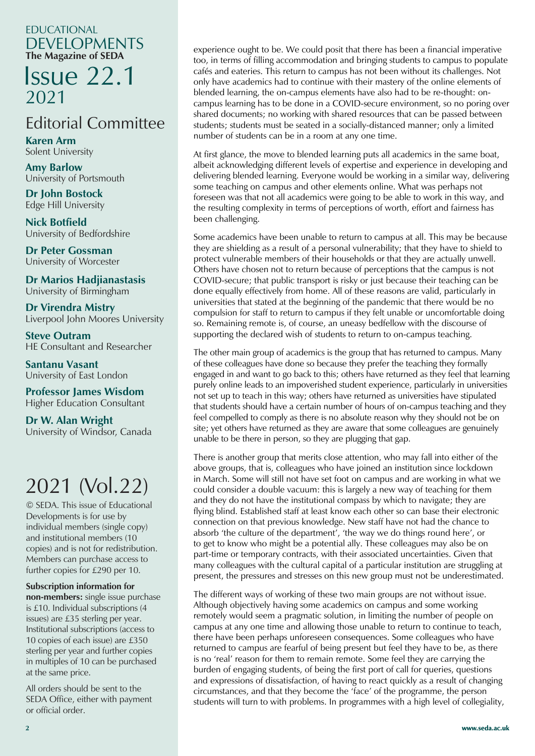# EDUCATIONAL DEVELOPMENTS

**The Magazine of SEDA**

# Issue 22.1
2021

## Editorial Committee

**Karen Arm**
Solent University

**Amy Barlow**
University of Portsmouth

**Dr John Bostock**
Edge Hill University

**Nick Botfield**
University of Bedfordshire

**Dr Peter Gossman**
University of Worcester

**Dr Marios Hadjianastasis**
University of Birmingham

**Dr Virendra Mistry**
Liverpool John Moores University

**Steve Outram**
HE Consultant and Researcher

**Santanu Vasant**
University of East London

**Professor James Wisdom**
Higher Education Consultant

**Dr W. Alan Wright**
University of Windsor, Canada

## 2021 (Vol.22)

© SEDA. This issue of Educational Developments is for use by individual members (single copy) and institutional members (10 copies) and is not for redistribution. Members can purchase access to further copies for £290 per 10.

**Subscription information for non-members:** single issue purchase is £10. Individual subscriptions (4 issues) are £35 sterling per year. Institutional subscriptions (access to 10 copies of each issue) are £350 sterling per year and further copies in multiples of 10 can be purchased at the same price.

All orders should be sent to the SEDA Office, either with payment or official order.

experience ought to be. We could posit that there has been a financial imperative too, in terms of filling accommodation and bringing students to campus to populate cafés and eateries. This return to campus has not been without its challenges. Not only have academics had to continue with their mastery of the online elements of blended learning, the on-campus elements have also had to be re-thought: on-campus learning has to be done in a COVID-secure environment, so no poring over shared documents; no working with shared resources that can be passed between students; students must be seated in a socially-distanced manner; only a limited number of students can be in a room at any one time.

At first glance, the move to blended learning puts all academics in the same boat, albeit acknowledging different levels of expertise and experience in developing and delivering blended learning. Everyone would be working in a similar way, delivering some teaching on campus and other elements online. What was perhaps not foreseen was that not all academics were going to be able to work in this way, and the resulting complexity in terms of perceptions of worth, effort and fairness has been challenging.

Some academics have been unable to return to campus at all. This may be because they are shielding as a result of a personal vulnerability; that they have to shield to protect vulnerable members of their households or that they are actually unwell. Others have chosen not to return because of perceptions that the campus is not COVID-secure; that public transport is risky or just because their teaching can be done equally effectively from home. All of these reasons are valid, particularly in universities that stated at the beginning of the pandemic that there would be no compulsion for staff to return to campus if they felt unable or uncomfortable doing so. Remaining remote is, of course, an uneasy bedfellow with the discourse of supporting the declared wish of students to return to on-campus teaching.

The other main group of academics is the group that has returned to campus. Many of these colleagues have done so because they prefer the teaching they formally engaged in and want to go back to this; others have returned as they feel that learning purely online leads to an impoverished student experience, particularly in universities not set up to teach in this way; others have returned as universities have stipulated that students should have a certain number of hours of on-campus teaching and they feel compelled to comply as there is no absolute reason why they should not be on site; yet others have returned as they are aware that some colleagues are genuinely unable to be there in person, so they are plugging that gap.

There is another group that merits close attention, who may fall into either of the above groups, that is, colleagues who have joined an institution since lockdown in March. Some will still not have set foot on campus and are working in what we could consider a double vacuum: this is largely a new way of teaching for them and they do not have the institutional compass by which to navigate; they are flying blind. Established staff at least know each other so can base their electronic connection on that previous knowledge. New staff have not had the chance to absorb 'the culture of the department', 'the way we do things round here', or to get to know who might be a potential ally. These colleagues may also be on part-time or temporary contracts, with their associated uncertainties. Given that many colleagues with the cultural capital of a particular institution are struggling at present, the pressures and stresses on this new group must not be underestimated.

The different ways of working of these two main groups are not without issue. Although objectively having some academics on campus and some working remotely would seem a pragmatic solution, in limiting the number of people on campus at any one time and allowing those unable to return to continue to teach, there have been perhaps unforeseen consequences. Some colleagues who have returned to campus are fearful of being present but feel they have to be, as there is no 'real' reason for them to remain remote. Some feel they are carrying the burden of engaging students, of being the first port of call for queries, questions and expressions of dissatisfaction, of having to react quickly as a result of changing circumstances, and that they become the 'face' of the programme, the person students will turn to with problems. In programmes with a high level of collegiality,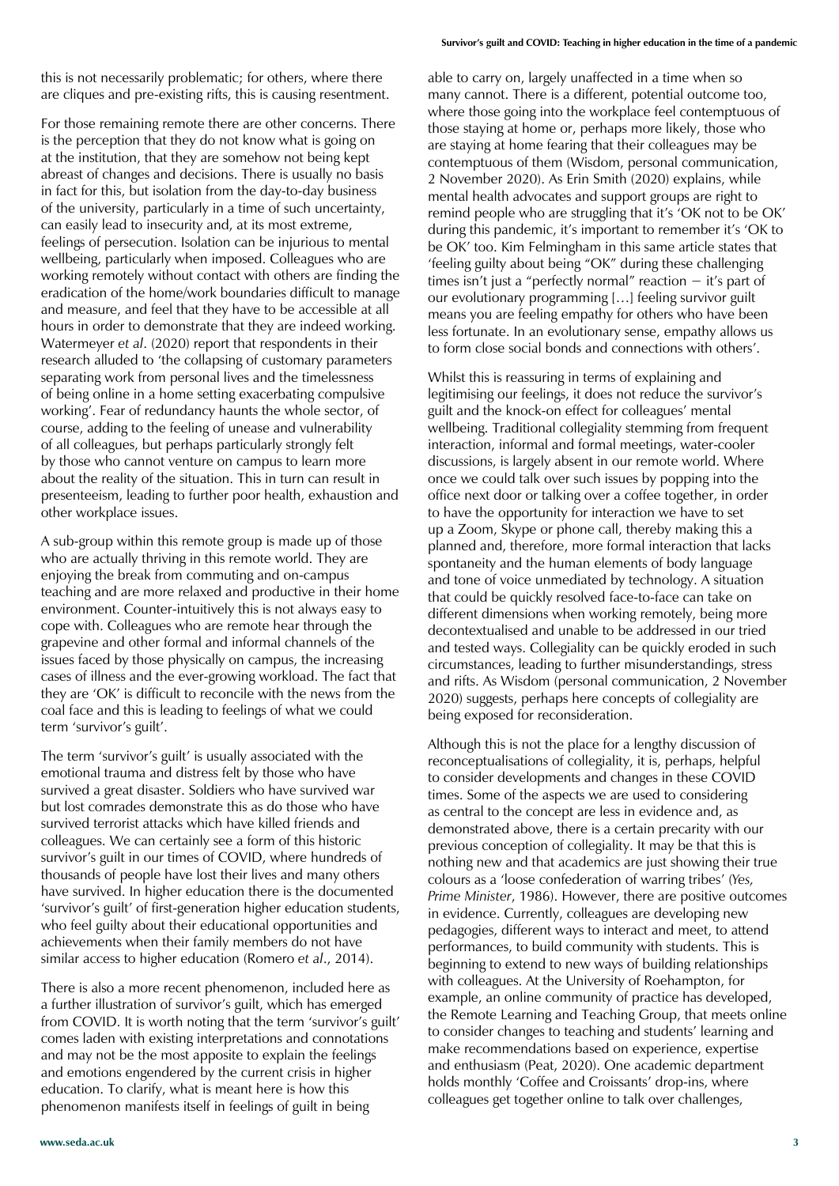this is not necessarily problematic; for others, where there are cliques and pre-existing rifts, this is causing resentment.

For those remaining remote there are other concerns. There is the perception that they do not know what is going on at the institution, that they are somehow not being kept abreast of changes and decisions. There is usually no basis in fact for this, but isolation from the day-to-day business of the university, particularly in a time of such uncertainty, can easily lead to insecurity and, at its most extreme, feelings of persecution. Isolation can be injurious to mental wellbeing, particularly when imposed. Colleagues who are working remotely without contact with others are finding the eradication of the home/work boundaries difficult to manage and measure, and feel that they have to be accessible at all hours in order to demonstrate that they are indeed working. Watermeyer *et al*. (2020) report that respondents in their research alluded to 'the collapsing of customary parameters separating work from personal lives and the timelessness of being online in a home setting exacerbating compulsive working'. Fear of redundancy haunts the whole sector, of course, adding to the feeling of unease and vulnerability of all colleagues, but perhaps particularly strongly felt by those who cannot venture on campus to learn more about the reality of the situation. This in turn can result in presenteeism, leading to further poor health, exhaustion and other workplace issues.

A sub-group within this remote group is made up of those who are actually thriving in this remote world. They are enjoying the break from commuting and on-campus teaching and are more relaxed and productive in their home environment. Counter-intuitively this is not always easy to cope with. Colleagues who are remote hear through the grapevine and other formal and informal channels of the issues faced by those physically on campus, the increasing cases of illness and the ever-growing workload. The fact that they are 'OK' is difficult to reconcile with the news from the coal face and this is leading to feelings of what we could term 'survivor's guilt'.

The term 'survivor's guilt' is usually associated with the emotional trauma and distress felt by those who have survived a great disaster. Soldiers who have survived war but lost comrades demonstrate this as do those who have survived terrorist attacks which have killed friends and colleagues. We can certainly see a form of this historic survivor's guilt in our times of COVID, where hundreds of thousands of people have lost their lives and many others have survived. In higher education there is the documented 'survivor's guilt' of first-generation higher education students, who feel guilty about their educational opportunities and achievements when their family members do not have similar access to higher education (Romero *et al*., 2014).

There is also a more recent phenomenon, included here as a further illustration of survivor's guilt, which has emerged from COVID. It is worth noting that the term 'survivor's guilt' comes laden with existing interpretations and connotations and may not be the most apposite to explain the feelings and emotions engendered by the current crisis in higher education. To clarify, what is meant here is how this phenomenon manifests itself in feelings of guilt in being able to carry on, largely unaffected in a time when so many cannot. There is a different, potential outcome too, where those going into the workplace feel contemptuous of those staying at home or, perhaps more likely, those who are staying at home fearing that their colleagues may be contemptuous of them (Wisdom, personal communication, 2 November 2020). As Erin Smith (2020) explains, while mental health advocates and support groups are right to remind people who are struggling that it's 'OK not to be OK' during this pandemic, it's important to remember it's 'OK to be OK' too. Kim Felmingham in this same article states that 'feeling guilty about being "OK" during these challenging times isn't just a "perfectly normal" reaction – it's part of our evolutionary programming […] feeling survivor guilt means you are feeling empathy for others who have been less fortunate. In an evolutionary sense, empathy allows us to form close social bonds and connections with others'.

Whilst this is reassuring in terms of explaining and legitimising our feelings, it does not reduce the survivor's guilt and the knock-on effect for colleagues' mental wellbeing. Traditional collegiality stemming from frequent interaction, informal and formal meetings, water-cooler discussions, is largely absent in our remote world. Where once we could talk over such issues by popping into the office next door or talking over a coffee together, in order to have the opportunity for interaction we have to set up a Zoom, Skype or phone call, thereby making this a planned and, therefore, more formal interaction that lacks spontaneity and the human elements of body language and tone of voice unmediated by technology. A situation that could be quickly resolved face-to-face can take on different dimensions when working remotely, being more decontextualised and unable to be addressed in our tried and tested ways. Collegiality can be quickly eroded in such circumstances, leading to further misunderstandings, stress and rifts. As Wisdom (personal communication, 2 November 2020) suggests, perhaps here concepts of collegiality are being exposed for reconsideration.

Although this is not the place for a lengthy discussion of reconceptualisations of collegiality, it is, perhaps, helpful to consider developments and changes in these COVID times. Some of the aspects we are used to considering as central to the concept are less in evidence and, as demonstrated above, there is a certain precarity with our previous conception of collegiality. It may be that this is nothing new and that academics are just showing their true colours as a 'loose confederation of warring tribes' (*Yes, Prime Minister*, 1986). However, there are positive outcomes in evidence. Currently, colleagues are developing new pedagogies, different ways to interact and meet, to attend performances, to build community with students. This is beginning to extend to new ways of building relationships with colleagues. At the University of Roehampton, for example, an online community of practice has developed, the Remote Learning and Teaching Group, that meets online to consider changes to teaching and students' learning and make recommendations based on experience, expertise and enthusiasm (Peat, 2020). One academic department holds monthly 'Coffee and Croissants' drop-ins, where colleagues get together online to talk over challenges,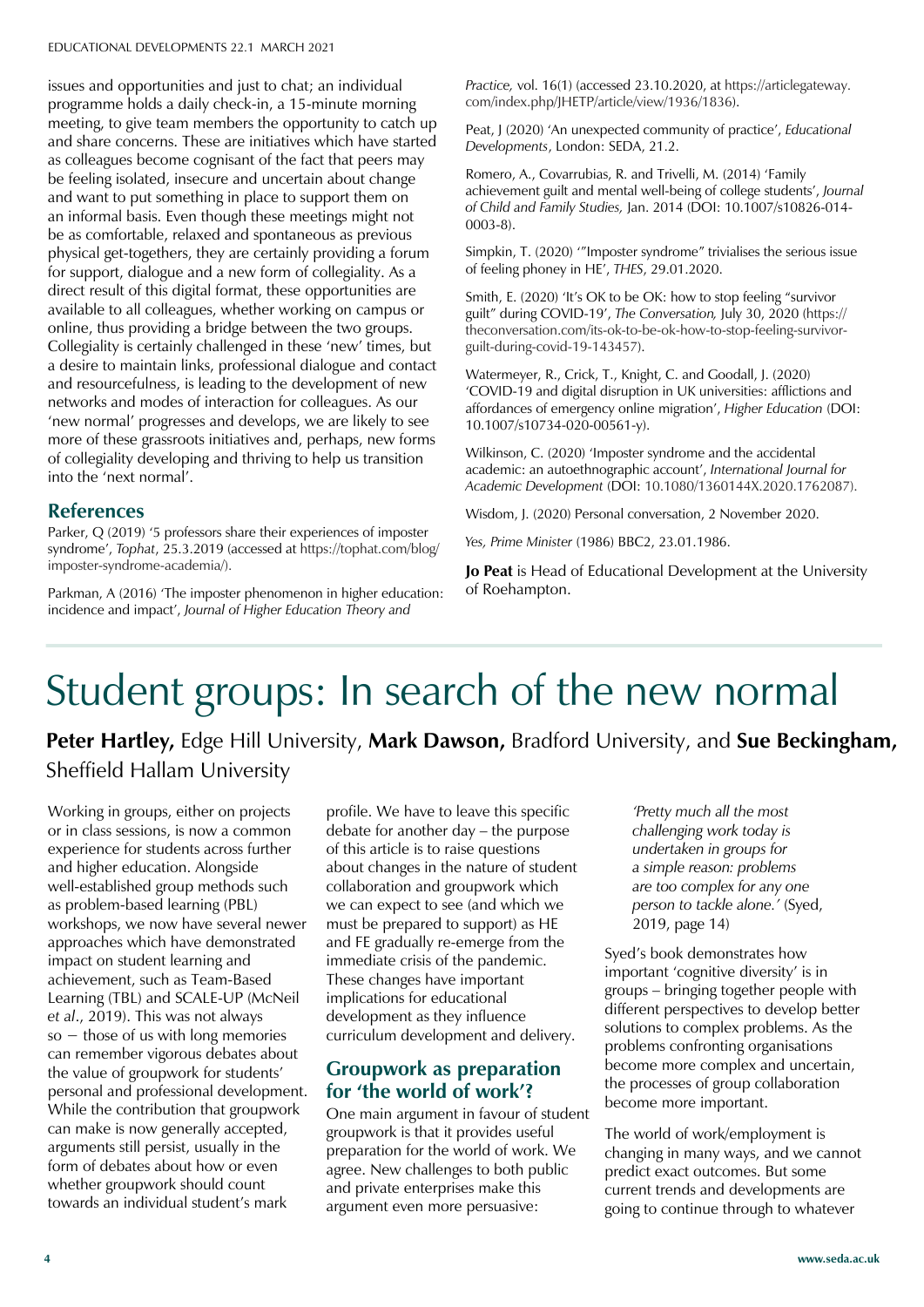issues and opportunities and just to chat; an individual programme holds a daily check-in, a 15-minute morning meeting, to give team members the opportunity to catch up and share concerns. These are initiatives which have started as colleagues become cognisant of the fact that peers may be feeling isolated, insecure and uncertain about change and want to put something in place to support them on an informal basis. Even though these meetings might not be as comfortable, relaxed and spontaneous as previous physical get-togethers, they are certainly providing a forum for support, dialogue and a new form of collegiality. As a direct result of this digital format, these opportunities are available to all colleagues, whether working on campus or online, thus providing a bridge between the two groups. Collegiality is certainly challenged in these 'new' times, but a desire to maintain links, professional dialogue and contact and resourcefulness, is leading to the development of new networks and modes of interaction for colleagues. As our 'new normal' progresses and develops, we are likely to see more of these grassroots initiatives and, perhaps, new forms of collegiality developing and thriving to help us transition into the 'next normal'.

## References

Parker, Q (2019) '5 professors share their experiences of imposter syndrome', *Tophat*, 25.3.2019 (accessed at https://tophat.com/blog/imposter-syndrome-academia/).

Parkman, A (2016) 'The imposter phenomenon in higher education: incidence and impact', *Journal of Higher Education Theory and Practice,* vol. 16(1) (accessed 23.10.2020, at https://articlegateway.com/index.php/JHETP/article/view/1936/1836).

Peat, J (2020) 'An unexpected community of practice', *Educational Developments*, London: SEDA, 21.2.

Romero, A., Covarrubias, R. and Trivelli, M. (2014) 'Family achievement guilt and mental well-being of college students', *Journal of Child and Family Studies,* Jan. 2014 (DOI: 10.1007/s10826-014-0003-8).

Simpkin, T. (2020) '"Imposter syndrome" trivialises the serious issue of feeling phoney in HE', *THES*, 29.01.2020.

Smith, E. (2020) 'It's OK to be OK: how to stop feeling "survivor guilt" during COVID-19', *The Conversation,* July 30, 2020 (https://theconversation.com/its-ok-to-be-ok-how-to-stop-feeling-survivor-guilt-during-covid-19-143457).

Watermeyer, R., Crick, T., Knight, C. and Goodall, J. (2020) 'COVID-19 and digital disruption in UK universities: afflictions and affordances of emergency online migration', *Higher Education* (DOI: 10.1007/s10734-020-00561-y).

Wilkinson, C. (2020) 'Imposter syndrome and the accidental academic: an autoethnographic account', *International Journal for Academic Development* (DOI: 10.1080/1360144X.2020.1762087).

Wisdom, J. (2020) Personal conversation, 2 November 2020.

*Yes, Prime Minister* (1986) BBC2, 23.01.1986.

**Jo Peat** is Head of Educational Development at the University of Roehampton.

# Student groups: In search of the new normal

**Peter Hartley,** Edge Hill University, **Mark Dawson,** Bradford University, and **Sue Beckingham,** Sheffield Hallam University

Working in groups, either on projects or in class sessions, is now a common experience for students across further and higher education. Alongside well-established group methods such as problem-based learning (PBL) workshops, we now have several newer approaches which have demonstrated impact on student learning and achievement, such as Team-Based Learning (TBL) and SCALE-UP (McNeil *et al*., 2019). This was not always so − those of us with long memories can remember vigorous debates about the value of groupwork for students' personal and professional development. While the contribution that groupwork can make is now generally accepted, arguments still persist, usually in the form of debates about how or even whether groupwork should count towards an individual student's mark profile. We have to leave this specific debate for another day – the purpose of this article is to raise questions about changes in the nature of student collaboration and groupwork which we can expect to see (and which we must be prepared to support) as HE and FE gradually re-emerge from the immediate crisis of the pandemic. These changes have important implications for educational development as they influence curriculum development and delivery.

## Groupwork as preparation for 'the world of work'?

One main argument in favour of student groupwork is that it provides useful preparation for the world of work. We agree. New challenges to both public and private enterprises make this argument even more persuasive:

> *'Pretty much all the most challenging work today is undertaken in groups for a simple reason: problems are too complex for any one person to tackle alone.'* (Syed, 2019, page 14)

Syed's book demonstrates how important 'cognitive diversity' is in groups – bringing together people with different perspectives to develop better solutions to complex problems. As the problems confronting organisations become more complex and uncertain, the processes of group collaboration become more important.

The world of work/employment is changing in many ways, and we cannot predict exact outcomes. But some current trends and developments are going to continue through to whatever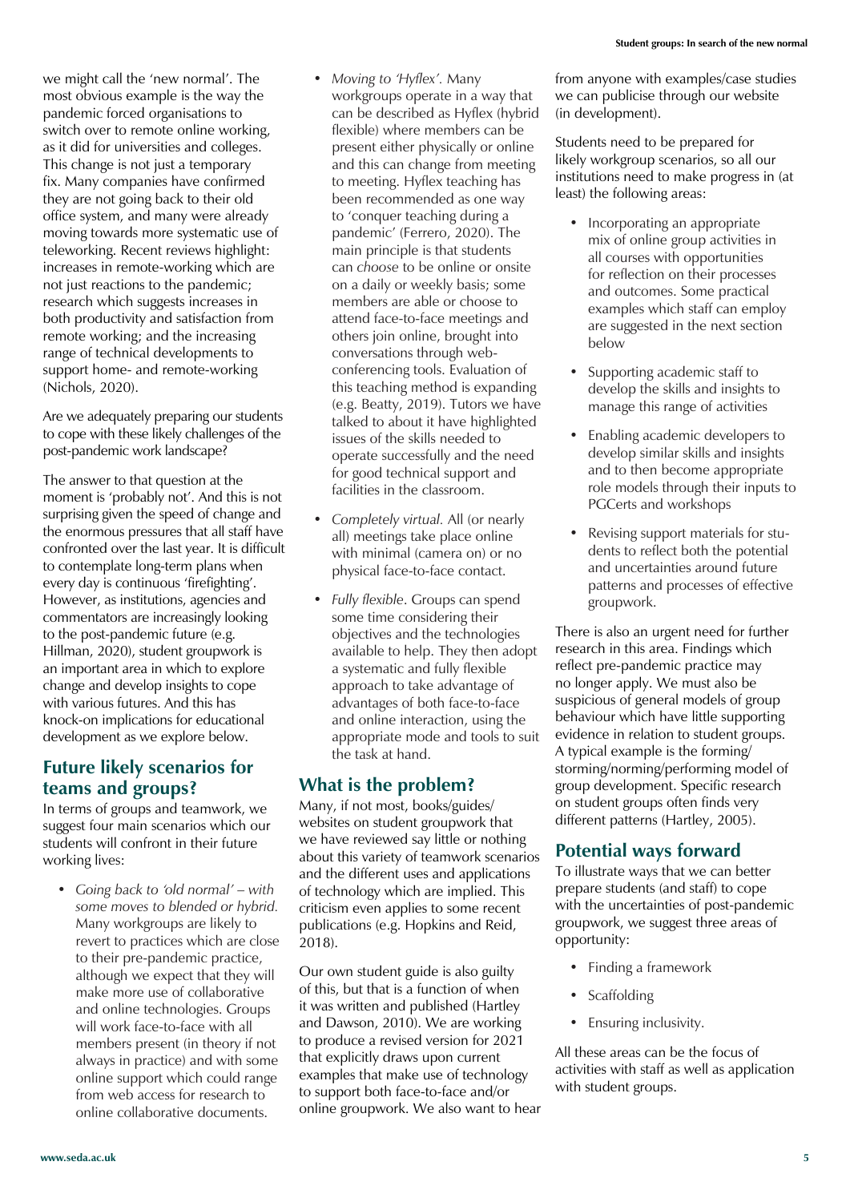we might call the 'new normal'. The most obvious example is the way the pandemic forced organisations to switch over to remote online working, as it did for universities and colleges. This change is not just a temporary fix. Many companies have confirmed they are not going back to their old office system, and many were already moving towards more systematic use of teleworking. Recent reviews highlight: increases in remote-working which are not just reactions to the pandemic; research which suggests increases in both productivity and satisfaction from remote working; and the increasing range of technical developments to support home- and remote-working (Nichols, 2020).

Are we adequately preparing our students to cope with these likely challenges of the post-pandemic work landscape?

The answer to that question at the moment is 'probably not'. And this is not surprising given the speed of change and the enormous pressures that all staff have confronted over the last year. It is difficult to contemplate long-term plans when every day is continuous 'firefighting'. However, as institutions, agencies and commentators are increasingly looking to the post-pandemic future (e.g. Hillman, 2020), student groupwork is an important area in which to explore change and develop insights to cope with various futures. And this has knock-on implications for educational development as we explore below.

## Future likely scenarios for teams and groups?

In terms of groups and teamwork, we suggest four main scenarios which our students will confront in their future working lives:

- *Going back to 'old normal' – with some moves to blended or hybrid.* Many workgroups are likely to revert to practices which are close to their pre-pandemic practice, although we expect that they will make more use of collaborative and online technologies. Groups will work face-to-face with all members present (in theory if not always in practice) and with some online support which could range from web access for research to online collaborative documents.
- *Moving to 'Hyflex'.* Many workgroups operate in a way that can be described as Hyflex (hybrid flexible) where members can be present either physically or online and this can change from meeting to meeting. Hyflex teaching has been recommended as one way to 'conquer teaching during a pandemic' (Ferrero, 2020). The main principle is that students can *choose* to be online or onsite on a daily or weekly basis; some members are able or choose to attend face-to-face meetings and others join online, brought into conversations through web-conferencing tools. Evaluation of this teaching method is expanding (e.g. Beatty, 2019). Tutors we have talked to about it have highlighted issues of the skills needed to operate successfully and the need for good technical support and facilities in the classroom.
- *Completely virtual.* All (or nearly all) meetings take place online with minimal (camera on) or no physical face-to-face contact.
- *Fully flexible*. Groups can spend some time considering their objectives and the technologies available to help. They then adopt a systematic and fully flexible approach to take advantage of advantages of both face-to-face and online interaction, using the appropriate mode and tools to suit the task at hand.

## What is the problem?

Many, if not most, books/guides/websites on student groupwork that we have reviewed say little or nothing about this variety of teamwork scenarios and the different uses and applications of technology which are implied. This criticism even applies to some recent publications (e.g. Hopkins and Reid, 2018).

Our own student guide is also guilty of this, but that is a function of when it was written and published (Hartley and Dawson, 2010). We are working to produce a revised version for 2021 that explicitly draws upon current examples that make use of technology to support both face-to-face and/or online groupwork. We also want to hear from anyone with examples/case studies we can publicise through our website (in development).

Students need to be prepared for likely workgroup scenarios, so all our institutions need to make progress in (at least) the following areas:

- Incorporating an appropriate mix of online group activities in all courses with opportunities for reflection on their processes and outcomes. Some practical examples which staff can employ are suggested in the next section below
- Supporting academic staff to develop the skills and insights to manage this range of activities
- Enabling academic developers to develop similar skills and insights and to then become appropriate role models through their inputs to PGCerts and workshops
- Revising support materials for students to reflect both the potential and uncertainties around future patterns and processes of effective groupwork.

There is also an urgent need for further research in this area. Findings which reflect pre-pandemic practice may no longer apply. We must also be suspicious of general models of group behaviour which have little supporting evidence in relation to student groups. A typical example is the forming/storming/norming/performing model of group development. Specific research on student groups often finds very different patterns (Hartley, 2005).

## Potential ways forward

To illustrate ways that we can better prepare students (and staff) to cope with the uncertainties of post-pandemic groupwork, we suggest three areas of opportunity:

- Finding a framework
- Scaffolding
- Ensuring inclusivity.

All these areas can be the focus of activities with staff as well as application with student groups.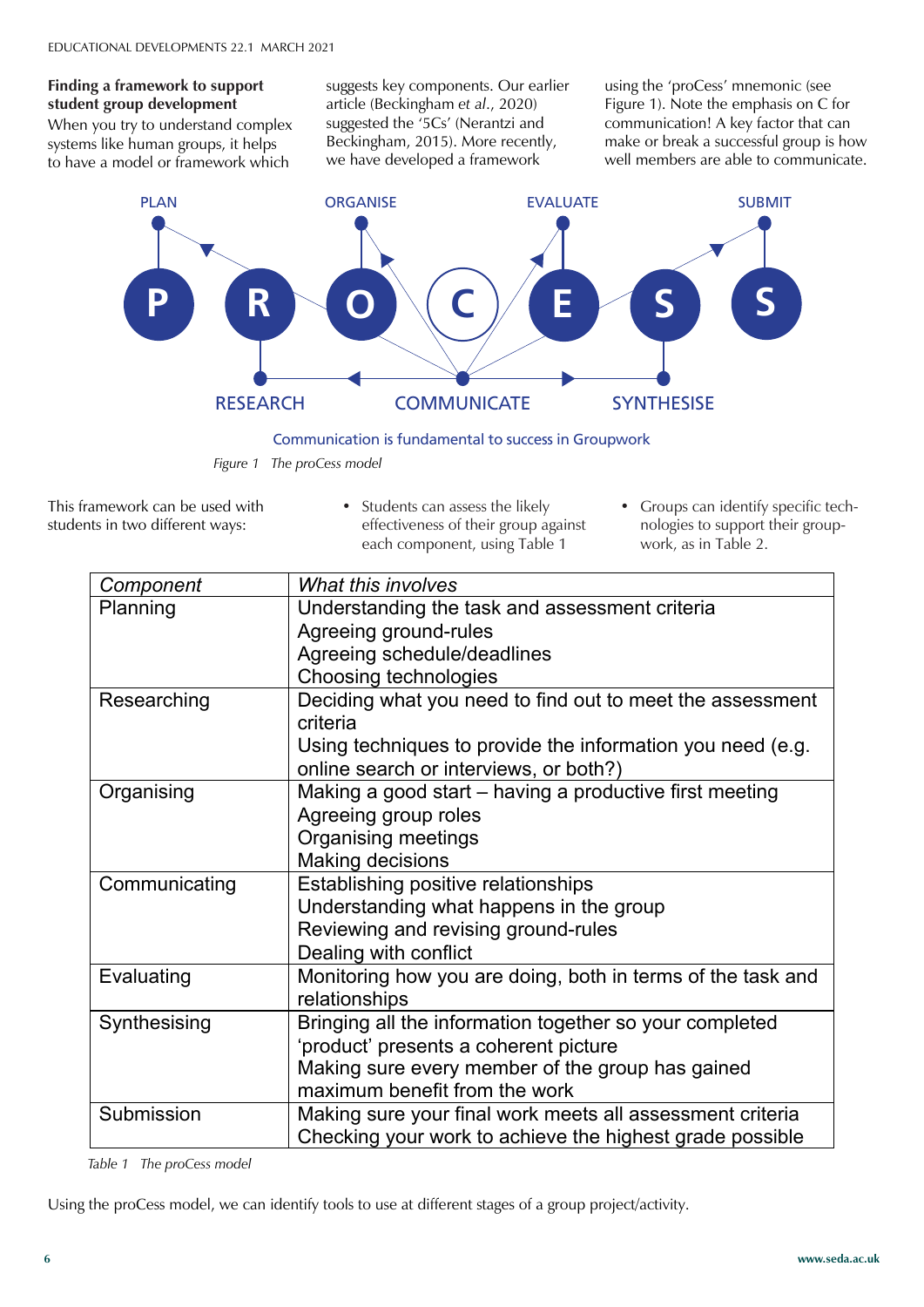### Finding a framework to support student group development

When you try to understand complex systems like human groups, it helps to have a model or framework which suggests key components. Our earlier article (Beckingham *et al.*, 2020) suggested the '5Cs' (Nerantzi and Beckingham, 2015). More recently, we have developed a framework using the 'proCess' mnemonic (see Figure 1). Note the emphasis on C for communication! A key factor that can make or break a successful group is how well members are able to communicate.

PLAN ORGANISE EVALUATE SUBMIT

P R O C E S S

RESEARCH COMMUNICATE SYNTHESISE

Communication is fundamental to success in Groupwork

*Figure 1 The proCess model*

This framework can be used with students in two different ways:

- Students can assess the likely effectiveness of their group against each component, using Table 1
- Groups can identify specific technologies to support their groupwork, as in Table 2.

| *Component* | *What this involves* |
|---|---|
| Planning | Understanding the task and assessment criteria<br>Agreeing ground-rules<br>Agreeing schedule/deadlines<br>Choosing technologies |
| Researching | Deciding what you need to find out to meet the assessment criteria<br>Using techniques to provide the information you need (e.g. online search or interviews, or both?) |
| Organising | Making a good start – having a productive first meeting<br>Agreeing group roles<br>Organising meetings<br>Making decisions |
| Communicating | Establishing positive relationships<br>Understanding what happens in the group<br>Reviewing and revising ground-rules<br>Dealing with conflict |
| Evaluating | Monitoring how you are doing, both in terms of the task and relationships |
| Synthesising | Bringing all the information together so your completed 'product' presents a coherent picture<br>Making sure every member of the group has gained maximum benefit from the work |
| Submission | Making sure your final work meets all assessment criteria<br>Checking your work to achieve the highest grade possible |

*Table 1 The proCess model*

Using the proCess model, we can identify tools to use at different stages of a group project/activity.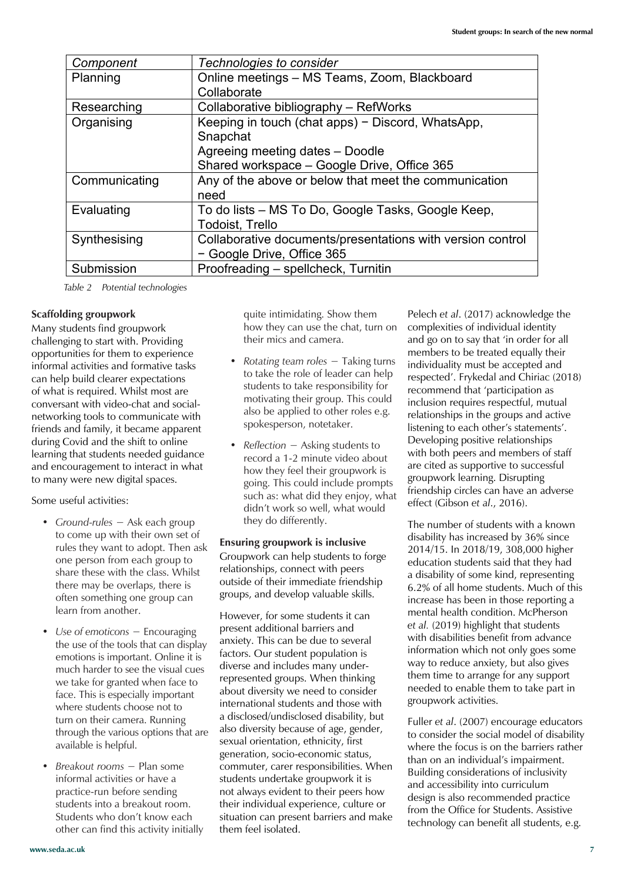| *Component* | *Technologies to consider* |
|---|---|
| Planning | Online meetings – MS Teams, Zoom, Blackboard Collaborate |
| Researching | Collaborative bibliography – RefWorks |
| Organising | Keeping in touch (chat apps) − Discord, WhatsApp, Snapchat<br>Agreeing meeting dates – Doodle<br>Shared workspace – Google Drive, Office 365 |
| Communicating | Any of the above or below that meet the communication need |
| Evaluating | To do lists – MS To Do, Google Tasks, Google Keep, Todoist, Trello |
| Synthesising | Collaborative documents/presentations with version control − Google Drive, Office 365 |
| Submission | Proofreading – spellcheck, Turnitin |

*Table 2 Potential technologies*

**Scaffolding groupwork**

Many students find groupwork challenging to start with. Providing opportunities for them to experience informal activities and formative tasks can help build clearer expectations of what is required. Whilst most are conversant with video-chat and social-networking tools to communicate with friends and family, it became apparent during Covid and the shift to online learning that students needed guidance and encouragement to interact in what to many were new digital spaces.

Some useful activities:

- *Ground-rules* − Ask each group to come up with their own set of rules they want to adopt. Then ask one person from each group to share these with the class. Whilst there may be overlaps, there is often something one group can learn from another.
- *Use of emoticons* − Encouraging the use of the tools that can display emotions is important. Online it is much harder to see the visual cues we take for granted when face to face. This is especially important where students choose not to turn on their camera. Running through the various options that are available is helpful.
- *Breakout rooms* − Plan some informal activities or have a practice-run before sending students into a breakout room. Students who don't know each other can find this activity initially quite intimidating. Show them how they can use the chat, turn on their mics and camera.
- *Rotating team roles* − Taking turns to take the role of leader can help students to take responsibility for motivating their group. This could also be applied to other roles e.g. spokesperson, notetaker.
- *Reflection* − Asking students to record a 1-2 minute video about how they feel their groupwork is going. This could include prompts such as: what did they enjoy, what didn't work so well, what would they do differently.

**Ensuring groupwork is inclusive**

Groupwork can help students to forge relationships, connect with peers outside of their immediate friendship groups, and develop valuable skills.

However, for some students it can present additional barriers and anxiety. This can be due to several factors. Our student population is diverse and includes many under-represented groups. When thinking about diversity we need to consider international students and those with a disclosed/undisclosed disability, but also diversity because of age, gender, sexual orientation, ethnicity, first generation, socio-economic status, commuter, carer responsibilities. When students undertake groupwork it is not always evident to their peers how their individual experience, culture or situation can present barriers and make them feel isolated.

Pelech *et al*. (2017) acknowledge the complexities of individual identity and go on to say that 'in order for all members to be treated equally their individuality must be accepted and respected'. Frykedal and Chiriac (2018) recommend that 'participation as inclusion requires respectful, mutual relationships in the groups and active listening to each other's statements'. Developing positive relationships with both peers and members of staff are cited as supportive to successful groupwork learning. Disrupting friendship circles can have an adverse effect (Gibson *et al*., 2016).

The number of students with a known disability has increased by 36% since 2014/15. In 2018/19, 308,000 higher education students said that they had a disability of some kind, representing 6.2% of all home students. Much of this increase has been in those reporting a mental health condition. McPherson *et al.* (2019) highlight that students with disabilities benefit from advance information which not only goes some way to reduce anxiety, but also gives them time to arrange for any support needed to enable them to take part in groupwork activities.

Fuller *et al*. (2007) encourage educators to consider the social model of disability where the focus is on the barriers rather than on an individual's impairment. Building considerations of inclusivity and accessibility into curriculum design is also recommended practice from the Office for Students. Assistive technology can benefit all students, e.g.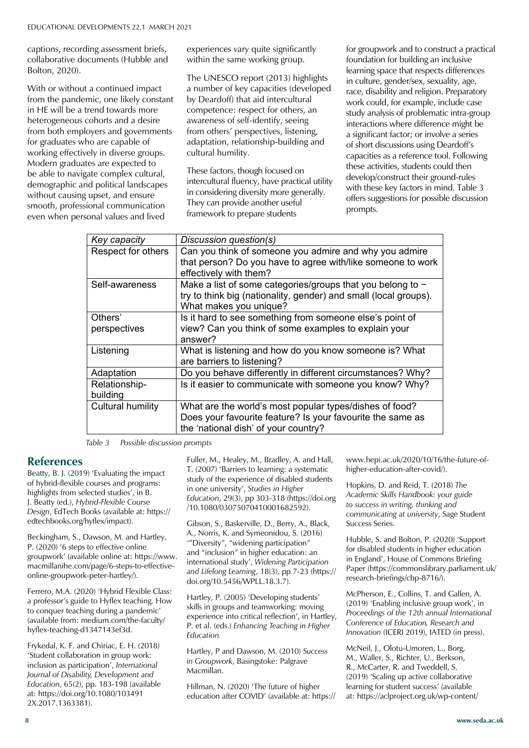captions, recording assessment briefs, collaborative documents (Hubble and Bolton, 2020).

With or without a continued impact from the pandemic, one likely constant in HE will be a trend towards more heterogeneous cohorts and a desire from both employers and governments for graduates who are capable of working effectively in diverse groups. Modern graduates are expected to be able to navigate complex cultural, demographic and political landscapes without causing upset, and ensure smooth, professional communication even when personal values and lived experiences vary quite significantly within the same working group.

The UNESCO report (2013) highlights a number of key capacities (developed by Deardoff) that aid intercultural competence: respect for others, an awareness of self-identify, seeing from others' perspectives, listening, adaptation, relationship-building and cultural humility.

These factors, though focused on intercultural fluency, have practical utility in considering diversity more generally. They can provide another useful framework to prepare students for groupwork and to construct a practical foundation for building an inclusive learning space that respects differences in culture, gender/sex, sexuality, age, race, disability and religion. Preparatory work could, for example, include case study analysis of problematic intra-group interactions where difference might be a significant factor; or involve a series of short discussions using Deardoff's capacities as a reference tool. Following these activities, students could then develop/construct their ground-rules with these key factors in mind. Table 3 offers suggestions for possible discussion prompts.

| *Key capacity* | *Discussion question(s)* |
|---|---|
| Respect for others | Can you think of someone you admire and why you admire that person? Do you have to agree with/like someone to work effectively with them? |
| Self-awareness | Make a list of some categories/groups that you belong to – try to think big (nationality, gender) and small (local groups). What makes you unique? |
| Others' perspectives | Is it hard to see something from someone else's point of view? Can you think of some examples to explain your answer? |
| Listening | What is listening and how do you know someone is? What are barriers to listening? |
| Adaptation | Do you behave differently in different circumstances? Why? |
| Relationship-building | Is it easier to communicate with someone you know? Why? |
| Cultural humility | What are the world's most popular types/dishes of food? Does your favourite feature? Is your favourite the same as the 'national dish' of your country? |

*Table 3 Possible discussion prompts*

## References

Beatty, B. J. (2019) 'Evaluating the impact of hybrid-flexible courses and programs: highlights from selected studies', in B. J. Beatty (ed.), *Hybrid-Flexible Course Design*, EdTech Books (available at: https://edtechbooks.org/hyflex/impact).

Beckingham, S., Dawson, M. and Hartley, P. (2020) '6 steps to effective online groupwork' (available online at: https://www.macmillanihe.com/page/6-steps-to-effective-online-groupwork-peter-hartley/).

Ferrero, M.A. (2020) 'Hybrid Flexible Class: a professor's guide to Hyflex teaching. How to conquer teaching during a pandemic' (available from: medium.com/the-faculty/hyflex-teaching-d1347143ef3d.

Frykedal, K. F. and Chiriac, E. H. (2018) 'Student collaboration in group work: inclusion as participation', *International Journal of Disability, Development and Education*, 65(2), pp. 183-198 (available at: https://doi.org/10.1080/1034912X.2017.1363381).

Fuller, M., Healey, M., Bradley, A. and Hall, T. (2007) 'Barriers to learning: a systematic study of the experience of disabled students in one university', *Studies in Higher Education*, 29(3), pp 303-318 (https://doi.org/10.1080/03075070410001682592).

Gibson, S., Baskerville, D., Berry, A., Black, A., Norris, K. and Symeonidou, S. (2016) '"Diversity", "widening participation" and "inclusion" in higher education: an international study', *Widening Participation and Lifelong Learning*, 18(3), pp 7-23 (https://doi.org/10.5456/WPLL.18.3.7).

Hartley, P. (2005) 'Developing students' skills in groups and teamworking: moving experience into critical reflection', in Hartley, P. et al. (eds.) *Enhancing Teaching in Higher Education*.

Hartley, P and Dawson, M. (2010) *Success in Groupwork*, Basingstoke: Palgrave Macmillan.

Hillman, N. (2020) 'The future of higher education after COVID' (available at: https://www.hepi.ac.uk/2020/10/16/the-future-of-higher-education-after-covid/).

Hopkins, D. and Reid, T. (2018) *The Academic Skills Handbook: your guide to success in writing, thinking and communicating at university*, Sage Student Success Series.

Hubble, S. and Bolton, P. (2020) 'Support for disabled students in higher education in England', House of Commons Briefing Paper (https://commonslibrary.parliament.uk/research-briefings/cbp-8716/).

McPherson, E., Collins, T. and Gallen, A. (2019) 'Enabling inclusive group work', in *Proceedings of the 12th annual International Conference of Education, Research and Innovation* (ICERI 2019), IATED (in press).

McNeil, J., Olotu-Umoren, L., Borg, M., Waller, S., Richter, U., Berkson, R., McCarter, R. and Tweddell, S. (2019) 'Scaling up active collaborative learning for student success' (available at: https://aclproject.org.uk/wp-content/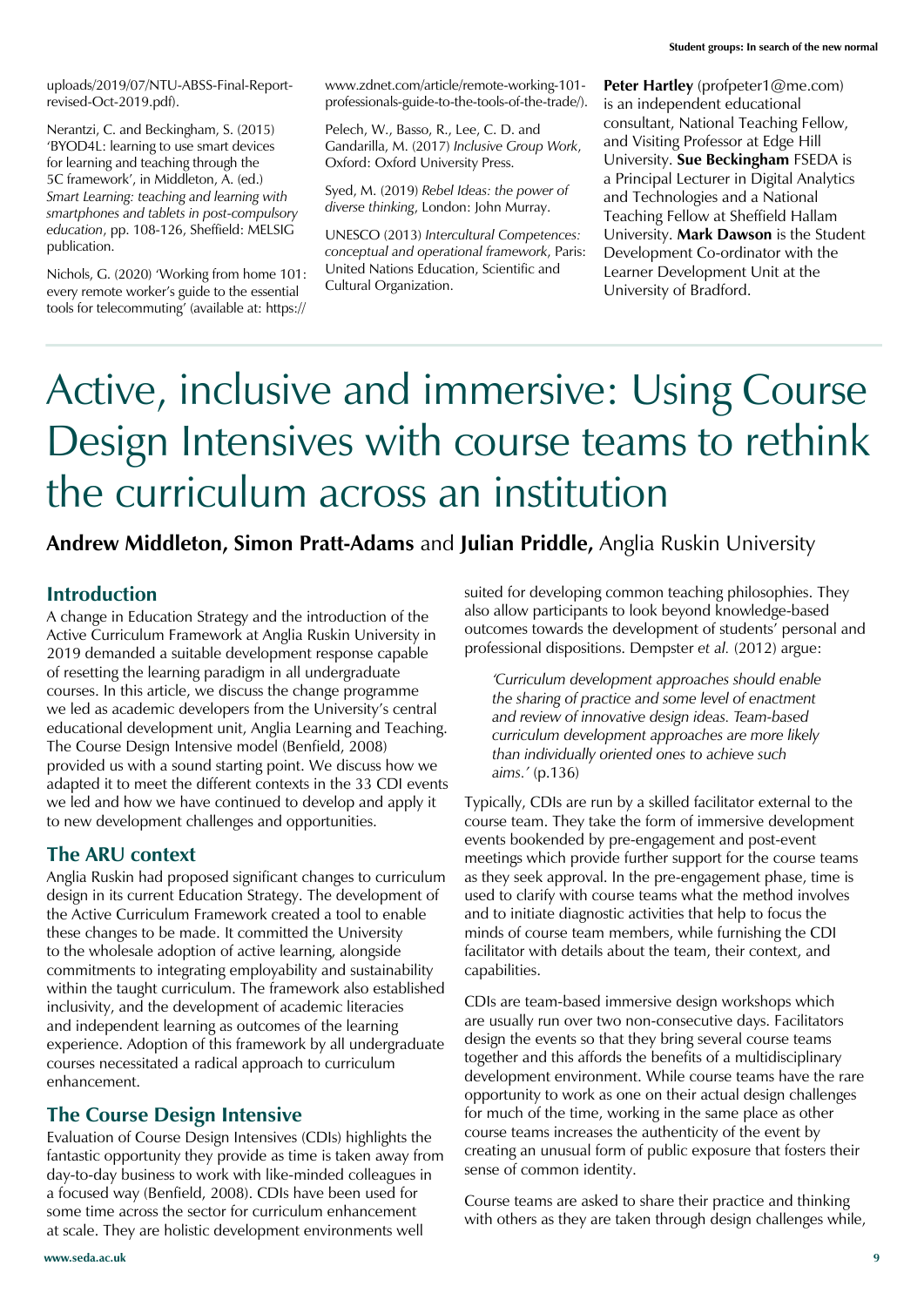uploads/2019/07/NTU-ABSS-Final-Report-revised-Oct-2019.pdf).

Nerantzi, C. and Beckingham, S. (2015) 'BYOD4L: learning to use smart devices for learning and teaching through the 5C framework', in Middleton, A. (ed.) *Smart Learning: teaching and learning with smartphones and tablets in post-compulsory education*, pp. 108-126, Sheffield: MELSIG publication.

Nichols, G. (2020) 'Working from home 101: every remote worker's guide to the essential tools for telecommuting' (available at: https://www.zdnet.com/article/remote-working-101-professionals-guide-to-the-tools-of-the-trade/).

Pelech, W., Basso, R., Lee, C. D. and Gandarilla, M. (2017) *Inclusive Group Work*, Oxford: Oxford University Press.

Syed, M. (2019) *Rebel Ideas: the power of diverse thinking*, London: John Murray.

UNESCO (2013) *Intercultural Competences: conceptual and operational framework*, Paris: United Nations Education, Scientific and Cultural Organization.

**Peter Hartley** (profpeter1@me.com) is an independent educational consultant, National Teaching Fellow, and Visiting Professor at Edge Hill University. **Sue Beckingham** FSEDA is a Principal Lecturer in Digital Analytics and Technologies and a National Teaching Fellow at Sheffield Hallam University. **Mark Dawson** is the Student Development Co-ordinator with the Learner Development Unit at the University of Bradford.

# Active, inclusive and immersive: Using Course Design Intensives with course teams to rethink the curriculum across an institution

**Andrew Middleton, Simon Pratt-Adams** and **Julian Priddle,** Anglia Ruskin University

## Introduction

A change in Education Strategy and the introduction of the Active Curriculum Framework at Anglia Ruskin University in 2019 demanded a suitable development response capable of resetting the learning paradigm in all undergraduate courses. In this article, we discuss the change programme we led as academic developers from the University's central educational development unit, Anglia Learning and Teaching. The Course Design Intensive model (Benfield, 2008) provided us with a sound starting point. We discuss how we adapted it to meet the different contexts in the 33 CDI events we led and how we have continued to develop and apply it to new development challenges and opportunities.

## The ARU context

Anglia Ruskin had proposed significant changes to curriculum design in its current Education Strategy. The development of the Active Curriculum Framework created a tool to enable these changes to be made. It committed the University to the wholesale adoption of active learning, alongside commitments to integrating employability and sustainability within the taught curriculum. The framework also established inclusivity, and the development of academic literacies and independent learning as outcomes of the learning experience. Adoption of this framework by all undergraduate courses necessitated a radical approach to curriculum enhancement.

## The Course Design Intensive

Evaluation of Course Design Intensives (CDIs) highlights the fantastic opportunity they provide as time is taken away from day-to-day business to work with like-minded colleagues in a focused way (Benfield, 2008). CDIs have been used for some time across the sector for curriculum enhancement at scale. They are holistic development environments well suited for developing common teaching philosophies. They also allow participants to look beyond knowledge-based outcomes towards the development of students' personal and professional dispositions. Dempster *et al.* (2012) argue:

> *'Curriculum development approaches should enable the sharing of practice and some level of enactment and review of innovative design ideas. Team-based curriculum development approaches are more likely than individually oriented ones to achieve such aims.'* (p.136)

Typically, CDIs are run by a skilled facilitator external to the course team. They take the form of immersive development events bookended by pre-engagement and post-event meetings which provide further support for the course teams as they seek approval. In the pre-engagement phase, time is used to clarify with course teams what the method involves and to initiate diagnostic activities that help to focus the minds of course team members, while furnishing the CDI facilitator with details about the team, their context, and capabilities.

CDIs are team-based immersive design workshops which are usually run over two non-consecutive days. Facilitators design the events so that they bring several course teams together and this affords the benefits of a multidisciplinary development environment. While course teams have the rare opportunity to work as one on their actual design challenges for much of the time, working in the same place as other course teams increases the authenticity of the event by creating an unusual form of public exposure that fosters their sense of common identity.

Course teams are asked to share their practice and thinking with others as they are taken through design challenges while,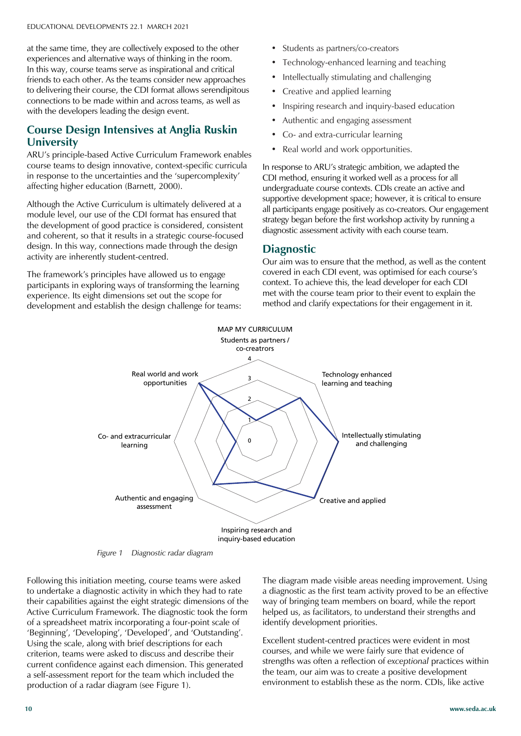at the same time, they are collectively exposed to the other experiences and alternative ways of thinking in the room. In this way, course teams serve as inspirational and critical friends to each other. As the teams consider new approaches to delivering their course, the CDI format allows serendipitous connections to be made within and across teams, as well as with the developers leading the design event.

## Course Design Intensives at Anglia Ruskin University

ARU's principle-based Active Curriculum Framework enables course teams to design innovative, context-specific curricula in response to the uncertainties and the 'supercomplexity' affecting higher education (Barnett, 2000).

Although the Active Curriculum is ultimately delivered at a module level, our use of the CDI format has ensured that the development of good practice is considered, consistent and coherent, so that it results in a strategic course-focused design. In this way, connections made through the design activity are inherently student-centred.

The framework's principles have allowed us to engage participants in exploring ways of transforming the learning experience. Its eight dimensions set out the scope for development and establish the design challenge for teams:

- Students as partners/co-creators
- Technology-enhanced learning and teaching
- Intellectually stimulating and challenging
- Creative and applied learning
- Inspiring research and inquiry-based education
- Authentic and engaging assessment
- Co- and extra-curricular learning
- Real world and work opportunities.

In response to ARU's strategic ambition, we adapted the CDI method, ensuring it worked well as a process for all undergraduate course contexts. CDIs create an active and supportive development space; however, it is critical to ensure all participants engage positively as co-creators. Our engagement strategy began before the first workshop activity by running a diagnostic assessment activity with each course team.

## Diagnostic

Our aim was to ensure that the method, as well as the content covered in each CDI event, was optimised for each course's context. To achieve this, the lead developer for each CDI met with the course team prior to their event to explain the method and clarify expectations for their engagement in it.

MAP MY CURRICULUM

| Dimension | Rating (0–4) |
| --- | --- |
| Students as partners / co-creatrors | 1 |
| Technology enhanced learning and teaching | 3 |
| Intellectually stimulating and challenging | 4 |
| Creative and applied | 4 |
| Inspiring research and inquiry-based education | 2 |
| Authentic and engaging assessment | 3 |
| Co- and extracurricular learning | 1 |
| Real world and work opportunities | 4 |

*Figure 1 Diagnostic radar diagram*

Following this initiation meeting, course teams were asked to undertake a diagnostic activity in which they had to rate their capabilities against the eight strategic dimensions of the Active Curriculum Framework. The diagnostic took the form of a spreadsheet matrix incorporating a four-point scale of 'Beginning', 'Developing', 'Developed', and 'Outstanding'. Using the scale, along with brief descriptions for each criterion, teams were asked to discuss and describe their current confidence against each dimension. This generated a self-assessment report for the team which included the production of a radar diagram (see Figure 1).

The diagram made visible areas needing improvement. Using a diagnostic as the first team activity proved to be an effective way of bringing team members on board, while the report helped us, as facilitators, to understand their strengths and identify development priorities.

Excellent student-centred practices were evident in most courses, and while we were fairly sure that evidence of strengths was often a reflection of *exceptional* practices within the team, our aim was to create a positive development environment to establish these as the norm. CDIs, like active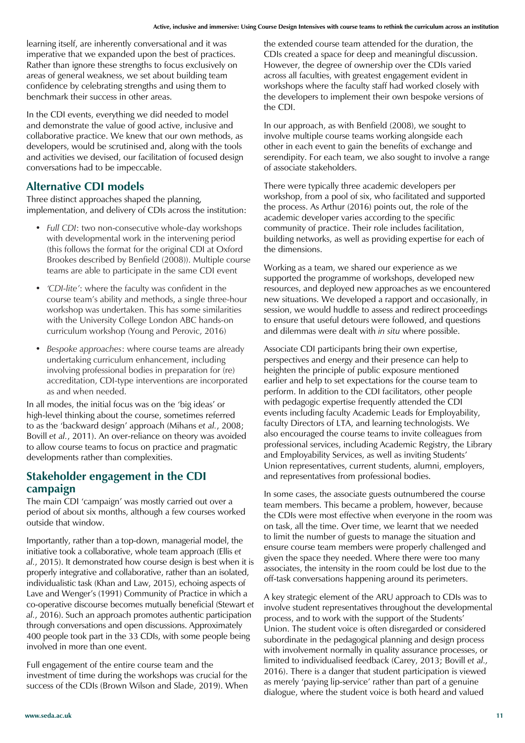learning itself, are inherently conversational and it was imperative that we expanded upon the best of practices. Rather than ignore these strengths to focus exclusively on areas of general weakness, we set about building team confidence by celebrating strengths and using them to benchmark their success in other areas.

In the CDI events, everything we did needed to model and demonstrate the value of good active, inclusive and collaborative practice. We knew that our own methods, as developers, would be scrutinised and, along with the tools and activities we devised, our facilitation of focused design conversations had to be impeccable.

## Alternative CDI models

Three distinct approaches shaped the planning, implementation, and delivery of CDIs across the institution:

- *Full CDI*: two non-consecutive whole-day workshops with developmental work in the intervening period (this follows the format for the original CDI at Oxford Brookes described by Benfield (2008)). Multiple course teams are able to participate in the same CDI event
- *'CDI-lite'*: where the faculty was confident in the course team's ability and methods, a single three-hour workshop was undertaken. This has some similarities with the University College London ABC hands-on curriculum workshop (Young and Perovic, 2016)
- *Bespoke approaches*: where course teams are already undertaking curriculum enhancement, including involving professional bodies in preparation for (re) accreditation, CDI-type interventions are incorporated as and when needed.

In all modes, the initial focus was on the 'big ideas' or high-level thinking about the course, sometimes referred to as the 'backward design' approach (Mihans *et al.*, 2008; Bovill *et al.*, 2011). An over-reliance on theory was avoided to allow course teams to focus on practice and pragmatic developments rather than complexities.

## Stakeholder engagement in the CDI campaign

The main CDI 'campaign' was mostly carried out over a period of about six months, although a few courses worked outside that window.

Importantly, rather than a top-down, managerial model, the initiative took a collaborative, whole team approach (Ellis *et al.*, 2015). It demonstrated how course design is best when it is properly integrative and collaborative, rather than an isolated, individualistic task (Khan and Law, 2015), echoing aspects of Lave and Wenger's (1991) Community of Practice in which a co-operative discourse becomes mutually beneficial (Stewart *et al.*, 2016). Such an approach promotes authentic participation through conversations and open discussions. Approximately 400 people took part in the 33 CDIs, with some people being involved in more than one event.

Full engagement of the entire course team and the investment of time during the workshops was crucial for the success of the CDIs (Brown Wilson and Slade, 2019). When the extended course team attended for the duration, the CDIs created a space for deep and meaningful discussion. However, the degree of ownership over the CDIs varied across all faculties, with greatest engagement evident in workshops where the faculty staff had worked closely with the developers to implement their own bespoke versions of the CDI.

In our approach, as with Benfield (2008), we sought to involve multiple course teams working alongside each other in each event to gain the benefits of exchange and serendipity. For each team, we also sought to involve a range of associate stakeholders.

There were typically three academic developers per workshop, from a pool of six, who facilitated and supported the process. As Arthur (2016) points out, the role of the academic developer varies according to the specific community of practice. Their role includes facilitation, building networks, as well as providing expertise for each of the dimensions.

Working as a team, we shared our experience as we supported the programme of workshops, developed new resources, and deployed new approaches as we encountered new situations. We developed a rapport and occasionally, in session, we would huddle to assess and redirect proceedings to ensure that useful detours were followed, and questions and dilemmas were dealt with *in situ* where possible.

Associate CDI participants bring their own expertise, perspectives and energy and their presence can help to heighten the principle of public exposure mentioned earlier and help to set expectations for the course team to perform. In addition to the CDI facilitators, other people with pedagogic expertise frequently attended the CDI events including faculty Academic Leads for Employability, faculty Directors of LTA, and learning technologists. We also encouraged the course teams to invite colleagues from professional services, including Academic Registry, the Library and Employability Services, as well as inviting Students' Union representatives, current students, alumni, employers, and representatives from professional bodies.

In some cases, the associate guests outnumbered the course team members. This became a problem, however, because the CDIs were most effective when everyone in the room was on task, all the time. Over time, we learnt that we needed to limit the number of guests to manage the situation and ensure course team members were properly challenged and given the space they needed. Where there were too many associates, the intensity in the room could be lost due to the off-task conversations happening around its perimeters.

A key strategic element of the ARU approach to CDIs was to involve student representatives throughout the developmental process, and to work with the support of the Students' Union. The student voice is often disregarded or considered subordinate in the pedagogical planning and design process with involvement normally in quality assurance processes, or limited to individualised feedback (Carey, 2013; Bovill *et al.*, 2016). There is a danger that student participation is viewed as merely 'paying lip-service' rather than part of a genuine dialogue, where the student voice is both heard and valued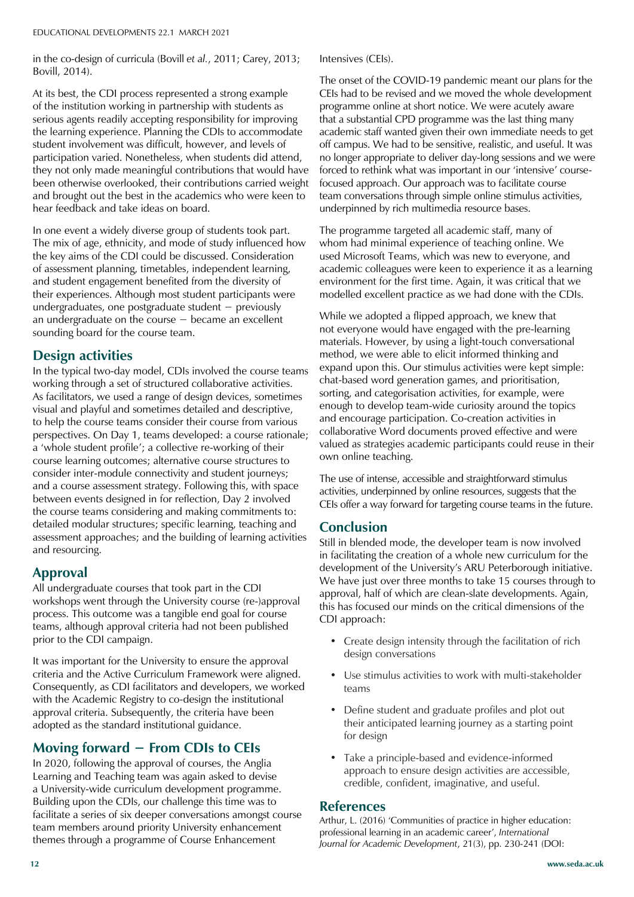in the co-design of curricula (Bovill *et al.*, 2011; Carey, 2013; Bovill, 2014).

At its best, the CDI process represented a strong example of the institution working in partnership with students as serious agents readily accepting responsibility for improving the learning experience. Planning the CDIs to accommodate student involvement was difficult, however, and levels of participation varied. Nonetheless, when students did attend, they not only made meaningful contributions that would have been otherwise overlooked, their contributions carried weight and brought out the best in the academics who were keen to hear feedback and take ideas on board.

In one event a widely diverse group of students took part. The mix of age, ethnicity, and mode of study influenced how the key aims of the CDI could be discussed. Consideration of assessment planning, timetables, independent learning, and student engagement benefited from the diversity of their experiences. Although most student participants were undergraduates, one postgraduate student – previously an undergraduate on the course – became an excellent sounding board for the course team.

## Design activities

In the typical two-day model, CDIs involved the course teams working through a set of structured collaborative activities. As facilitators, we used a range of design devices, sometimes visual and playful and sometimes detailed and descriptive, to help the course teams consider their course from various perspectives. On Day 1, teams developed: a course rationale; a 'whole student profile'; a collective re-working of their course learning outcomes; alternative course structures to consider inter-module connectivity and student journeys; and a course assessment strategy. Following this, with space between events designed in for reflection, Day 2 involved the course teams considering and making commitments to: detailed modular structures; specific learning, teaching and assessment approaches; and the building of learning activities and resourcing.

## Approval

All undergraduate courses that took part in the CDI workshops went through the University course (re-)approval process. This outcome was a tangible end goal for course teams, although approval criteria had not been published prior to the CDI campaign.

It was important for the University to ensure the approval criteria and the Active Curriculum Framework were aligned. Consequently, as CDI facilitators and developers, we worked with the Academic Registry to co-design the institutional approval criteria. Subsequently, the criteria have been adopted as the standard institutional guidance.

## Moving forward – From CDIs to CEIs

In 2020, following the approval of courses, the Anglia Learning and Teaching team was again asked to devise a University-wide curriculum development programme. Building upon the CDIs, our challenge this time was to facilitate a series of six deeper conversations amongst course team members around priority University enhancement themes through a programme of Course Enhancement Intensives (CEIs).

The onset of the COVID-19 pandemic meant our plans for the CEIs had to be revised and we moved the whole development programme online at short notice. We were acutely aware that a substantial CPD programme was the last thing many academic staff wanted given their own immediate needs to get off campus. We had to be sensitive, realistic, and useful. It was no longer appropriate to deliver day-long sessions and we were forced to rethink what was important in our 'intensive' course-focused approach. Our approach was to facilitate course team conversations through simple online stimulus activities, underpinned by rich multimedia resource bases.

The programme targeted all academic staff, many of whom had minimal experience of teaching online. We used Microsoft Teams, which was new to everyone, and academic colleagues were keen to experience it as a learning environment for the first time. Again, it was critical that we modelled excellent practice as we had done with the CDIs.

While we adopted a flipped approach, we knew that not everyone would have engaged with the pre-learning materials. However, by using a light-touch conversational method, we were able to elicit informed thinking and expand upon this. Our stimulus activities were kept simple: chat-based word generation games, and prioritisation, sorting, and categorisation activities, for example, were enough to develop team-wide curiosity around the topics and encourage participation. Co-creation activities in collaborative Word documents proved effective and were valued as strategies academic participants could reuse in their own online teaching.

The use of intense, accessible and straightforward stimulus activities, underpinned by online resources, suggests that the CEIs offer a way forward for targeting course teams in the future.

## Conclusion

Still in blended mode, the developer team is now involved in facilitating the creation of a whole new curriculum for the development of the University's ARU Peterborough initiative. We have just over three months to take 15 courses through to approval, half of which are clean-slate developments. Again, this has focused our minds on the critical dimensions of the CDI approach:

- Create design intensity through the facilitation of rich design conversations
- Use stimulus activities to work with multi-stakeholder teams
- Define student and graduate profiles and plot out their anticipated learning journey as a starting point for design
- Take a principle-based and evidence-informed approach to ensure design activities are accessible, credible, confident, imaginative, and useful.

## References

Arthur, L. (2016) 'Communities of practice in higher education: professional learning in an academic career', *International Journal for Academic Development*, 21(3), pp. 230-241 (DOI: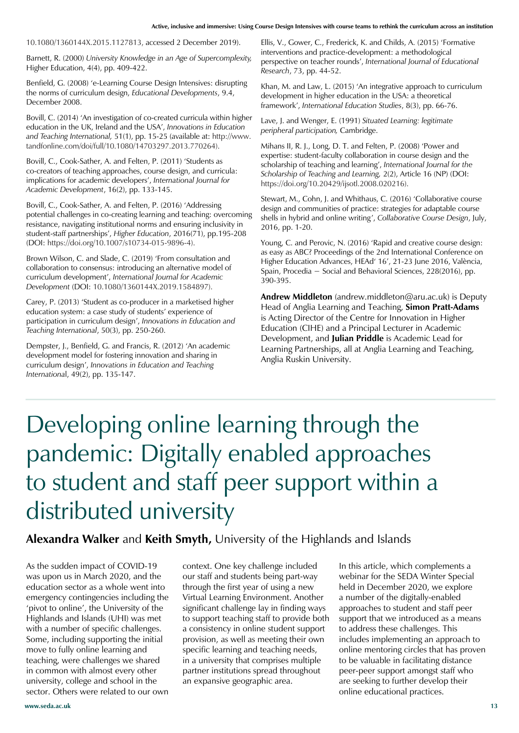10.1080/1360144X.2015.1127813, accessed 2 December 2019).

Barnett, R. (2000) *University Knowledge in an Age of Supercomplexity,* Higher Education, 4(4), pp. 409-422.

Benfield, G. (2008) 'e-Learning Course Design Intensives: disrupting the norms of curriculum design, *Educational Developments*, 9.4, December 2008.

Bovill, C. (2014) 'An investigation of co-created curricula within higher education in the UK, Ireland and the USA', *Innovations in Education and Teaching International,* 51(1), pp. 15-25 (available at: http://www.tandfonline.com/doi/full/10.1080/14703297.2013.770264).

Bovill, C., Cook-Sather, A. and Felten, P. (2011) 'Students as co-creators of teaching approaches, course design, and curricula: implications for academic developers', *International Journal for Academic Development*, 16(2), pp. 133-145.

Bovill, C., Cook-Sather, A. and Felten, P. (2016) 'Addressing potential challenges in co-creating learning and teaching: overcoming resistance, navigating institutional norms and ensuring inclusivity in student-staff partnerships', *Higher Education*, 2016(71), pp.195-208 (DOI: https://doi.org/10.1007/s10734-015-9896-4).

Brown Wilson, C. and Slade, C. (2019) 'From consultation and collaboration to consensus: introducing an alternative model of curriculum development', *International Journal for Academic Development* (DOI: 10.1080/1360144X.2019.1584897).

Carey, P. (2013) 'Student as co-producer in a marketised higher education system: a case study of students' experience of participation in curriculum design', *Innovations in Education and Teaching International*, 50(3), pp. 250-260.

Dempster, J., Benfield, G. and Francis, R. (2012) 'An academic development model for fostering innovation and sharing in curriculum design', *Innovations in Education and Teaching International*, 49(2), pp. 135-147.

Ellis, V., Gower, C., Frederick, K. and Childs, A. (2015) 'Formative interventions and practice-development: a methodological perspective on teacher rounds', *International Journal of Educational Research*, 73, pp. 44-52.

Khan, M. and Law, L. (2015) 'An integrative approach to curriculum development in higher education in the USA: a theoretical framework', *International Education Studies*, 8(3), pp. 66-76.

Lave, J. and Wenger, E. (1991) *Situated Learning: legitimate peripheral participation,* Cambridge.

Mihans II, R. J., Long, D. T. and Felten, P. (2008) 'Power and expertise: student-faculty collaboration in course design and the scholarship of teaching and learning', *International Journal for the Scholarship of Teaching and Learning,* 2(2), Article 16 (NP) (DOI: https://doi.org/10.20429/ijsotl.2008.020216).

Stewart, M., Cohn, J. and Whithaus, C. (2016) 'Collaborative course design and communities of practice: strategies for adaptable course shells in hybrid and online writing', *Collaborative Course Design*, July, 2016, pp. 1-20.

Young, C. and Perovic, N. (2016) 'Rapid and creative course design: as easy as ABC? Proceedings of the 2nd International Conference on Higher Education Advances, HEAd' 16', 21-23 June 2016, València, Spain, Procedia – Social and Behavioral Sciences, 228(2016), pp. 390-395.

**Andrew Middleton** (andrew.middleton@aru.ac.uk) is Deputy Head of Anglia Learning and Teaching, **Simon Pratt-Adams** is Acting Director of the Centre for Innovation in Higher Education (CIHE) and a Principal Lecturer in Academic Development, and **Julian Priddle** is Academic Lead for Learning Partnerships, all at Anglia Learning and Teaching, Anglia Ruskin University.

# Developing online learning through the pandemic: Digitally enabled approaches to student and staff peer support within a distributed university

**Alexandra Walker** and **Keith Smyth,** University of the Highlands and Islands

As the sudden impact of COVID-19 was upon us in March 2020, and the education sector as a whole went into emergency contingencies including the 'pivot to online', the University of the Highlands and Islands (UHI) was met with a number of specific challenges. Some, including supporting the initial move to fully online learning and teaching, were challenges we shared in common with almost every other university, college and school in the sector. Others were related to our own context. One key challenge included our staff and students being part-way through the first year of using a new Virtual Learning Environment. Another significant challenge lay in finding ways to support teaching staff to provide both a consistency in online student support provision, as well as meeting their own specific learning and teaching needs, in a university that comprises multiple partner institutions spread throughout an expansive geographic area.

In this article, which complements a webinar for the SEDA Winter Special held in December 2020, we explore a number of the digitally-enabled approaches to student and staff peer support that we introduced as a means to address these challenges. This includes implementing an approach to online mentoring circles that has proven to be valuable in facilitating distance peer-peer support amongst staff who are seeking to further develop their online educational practices.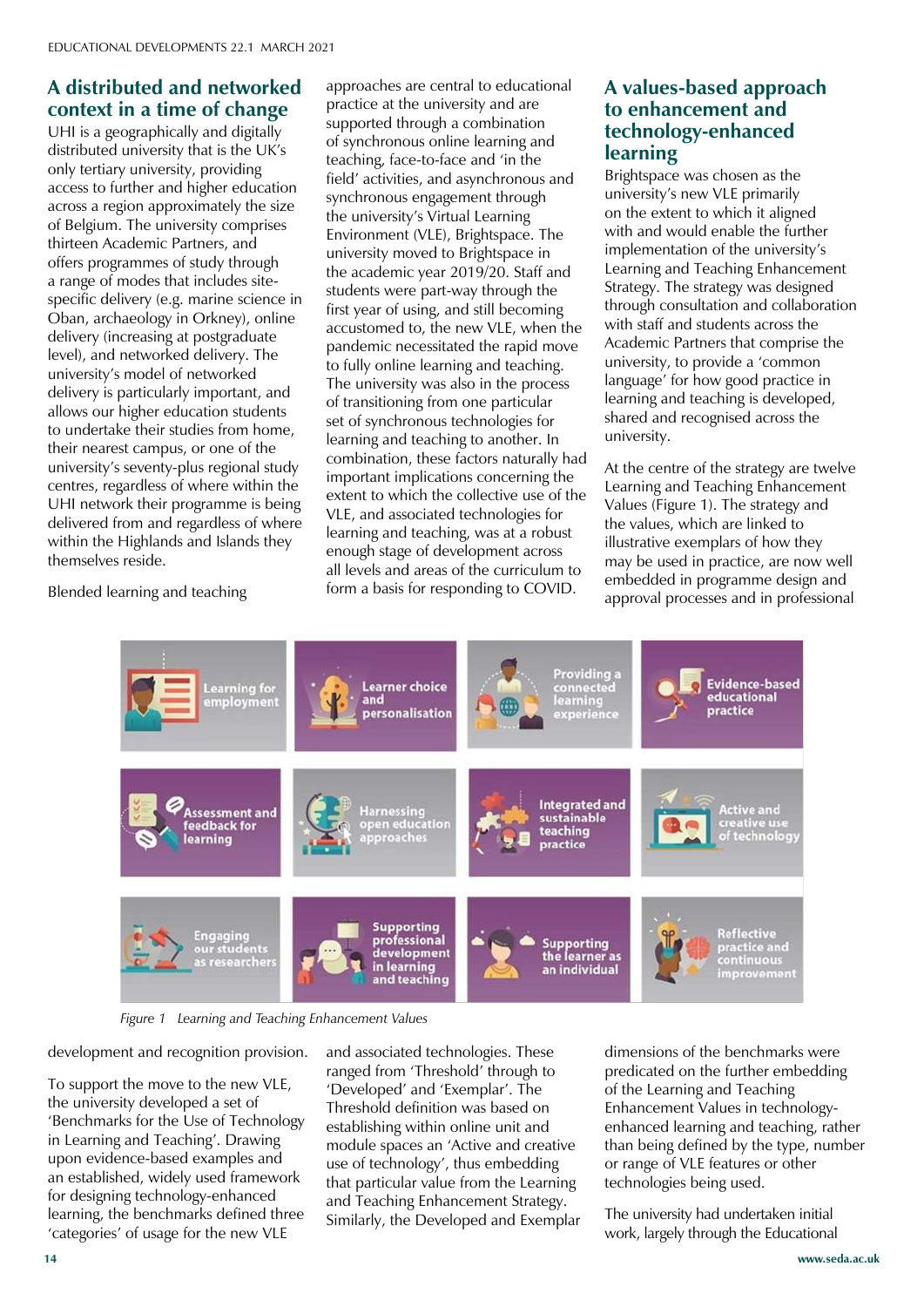## A distributed and networked context in a time of change

UHI is a geographically and digitally distributed university that is the UK's only tertiary university, providing access to further and higher education across a region approximately the size of Belgium. The university comprises thirteen Academic Partners, and offers programmes of study through a range of modes that includes site-specific delivery (e.g. marine science in Oban, archaeology in Orkney), online delivery (increasing at postgraduate level), and networked delivery. The university's model of networked delivery is particularly important, and allows our higher education students to undertake their studies from home, their nearest campus, or one of the university's seventy-plus regional study centres, regardless of where within the UHI network their programme is being delivered from and regardless of where within the Highlands and Islands they themselves reside.

Blended learning and teaching approaches are central to educational practice at the university and are supported through a combination of synchronous online learning and teaching, face-to-face and 'in the field' activities, and asynchronous and synchronous engagement through the university's Virtual Learning Environment (VLE), Brightspace. The university moved to Brightspace in the academic year 2019/20. Staff and students were part-way through the first year of using, and still becoming accustomed to, the new VLE, when the pandemic necessitated the rapid move to fully online learning and teaching. The university was also in the process of transitioning from one particular set of synchronous technologies for learning and teaching to another. In combination, these factors naturally had important implications concerning the extent to which the collective use of the VLE, and associated technologies for learning and teaching, was at a robust enough stage of development across all levels and areas of the curriculum to form a basis for responding to COVID.

## A values-based approach to enhancement and technology-enhanced learning

Brightspace was chosen as the university's new VLE primarily on the extent to which it aligned with and would enable the further implementation of the university's Learning and Teaching Enhancement Strategy. The strategy was designed through consultation and collaboration with staff and students across the Academic Partners that comprise the university, to provide a 'common language' for how good practice in learning and teaching is developed, shared and recognised across the university.

At the centre of the strategy are twelve Learning and Teaching Enhancement Values (Figure 1). The strategy and the values, which are linked to illustrative exemplars of how they may be used in practice, are now well embedded in programme design and approval processes and in professional development and recognition provision.

| | | | |
|---|---|---|---|
| Learning for employment | Learner choice and personalisation | Providing a connected learning experience | Evidence-based educational practice |
| Assessment and feedback for learning | Harnessing open education approaches | Integrated and sustainable teaching practice | Active and creative use of technology |
| Engaging our students as researchers | Supporting professional development in learning and teaching | Supporting the learner as an individual | Reflective practice and continuous improvement |

*Figure 1 Learning and Teaching Enhancement Values*

To support the move to the new VLE, the university developed a set of 'Benchmarks for the Use of Technology in Learning and Teaching'. Drawing upon evidence-based examples and an established, widely used framework for designing technology-enhanced learning, the benchmarks defined three 'categories' of usage for the new VLE and associated technologies. These ranged from 'Threshold' through to 'Developed' and 'Exemplar'. The Threshold definition was based on establishing within online unit and module spaces an 'Active and creative use of technology', thus embedding that particular value from the Learning and Teaching Enhancement Strategy. Similarly, the Developed and Exemplar dimensions of the benchmarks were predicated on the further embedding of the Learning and Teaching Enhancement Values in technology-enhanced learning and teaching, rather than being defined by the type, number or range of VLE features or other technologies being used.

The university had undertaken initial work, largely through the Educational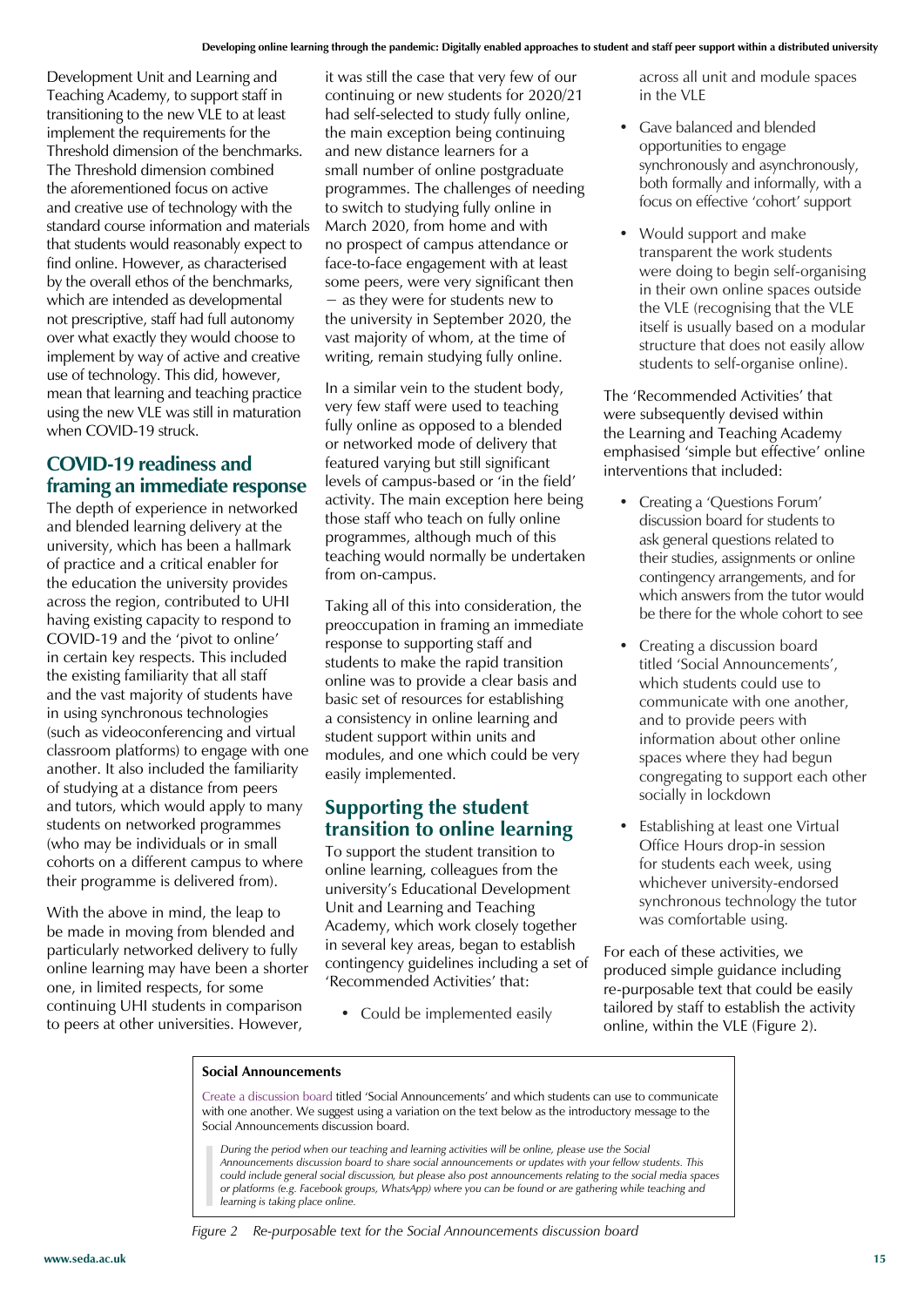Development Unit and Learning and Teaching Academy, to support staff in transitioning to the new VLE to at least implement the requirements for the Threshold dimension of the benchmarks. The Threshold dimension combined the aforementioned focus on active and creative use of technology with the standard course information and materials that students would reasonably expect to find online. However, as characterised by the overall ethos of the benchmarks, which are intended as developmental not prescriptive, staff had full autonomy over what exactly they would choose to implement by way of active and creative use of technology. This did, however, mean that learning and teaching practice using the new VLE was still in maturation when COVID-19 struck.

## COVID-19 readiness and framing an immediate response

The depth of experience in networked and blended learning delivery at the university, which has been a hallmark of practice and a critical enabler for the education the university provides across the region, contributed to UHI having existing capacity to respond to COVID-19 and the 'pivot to online' in certain key respects. This included the existing familiarity that all staff and the vast majority of students have in using synchronous technologies (such as videoconferencing and virtual classroom platforms) to engage with one another. It also included the familiarity of studying at a distance from peers and tutors, which would apply to many students on networked programmes (who may be individuals or in small cohorts on a different campus to where their programme is delivered from).

With the above in mind, the leap to be made in moving from blended and particularly networked delivery to fully online learning may have been a shorter one, in limited respects, for some continuing UHI students in comparison to peers at other universities. However, it was still the case that very few of our continuing or new students for 2020/21 had self-selected to study fully online, the main exception being continuing and new distance learners for a small number of online postgraduate programmes. The challenges of needing to switch to studying fully online in March 2020, from home and with no prospect of campus attendance or face-to-face engagement with at least some peers, were very significant then – as they were for students new to the university in September 2020, the vast majority of whom, at the time of writing, remain studying fully online.

In a similar vein to the student body, very few staff were used to teaching fully online as opposed to a blended or networked mode of delivery that featured varying but still significant levels of campus-based or 'in the field' activity. The main exception here being those staff who teach on fully online programmes, although much of this teaching would normally be undertaken from on-campus.

Taking all of this into consideration, the preoccupation in framing an immediate response to supporting staff and students to make the rapid transition online was to provide a clear basis and basic set of resources for establishing a consistency in online learning and student support within units and modules, and one which could be very easily implemented.

## Supporting the student transition to online learning

To support the student transition to online learning, colleagues from the university's Educational Development Unit and Learning and Teaching Academy, which work closely together in several key areas, began to establish contingency guidelines including a set of 'Recommended Activities' that:

- Could be implemented easily across all unit and module spaces in the VLE
- Gave balanced and blended opportunities to engage synchronously and asynchronously, both formally and informally, with a focus on effective 'cohort' support
- Would support and make transparent the work students were doing to begin self-organising in their own online spaces outside the VLE (recognising that the VLE itself is usually based on a modular structure that does not easily allow students to self-organise online).

The 'Recommended Activities' that were subsequently devised within the Learning and Teaching Academy emphasised 'simple but effective' online interventions that included:

- Creating a 'Questions Forum' discussion board for students to ask general questions related to their studies, assignments or online contingency arrangements, and for which answers from the tutor would be there for the whole cohort to see
- Creating a discussion board titled 'Social Announcements', which students could use to communicate with one another, and to provide peers with information about other online spaces where they had begun congregating to support each other socially in lockdown
- Establishing at least one Virtual Office Hours drop-in session for students each week, using whichever university-endorsed synchronous technology the tutor was comfortable using.

For each of these activities, we produced simple guidance including re-purposable text that could be easily tailored by staff to establish the activity online, within the VLE (Figure 2).

**Social Announcements**

Create a discussion board titled 'Social Announcements' and which students can use to communicate with one another. We suggest using a variation on the text below as the introductory message to the Social Announcements discussion board.

> *During the period when our teaching and learning activities will be online, please use the Social Announcements discussion board to share social announcements or updates with your fellow students. This could include general social discussion, but please also post announcements relating to the social media spaces or platforms (e.g. Facebook groups, WhatsApp) where you can be found or are gathering while teaching and learning is taking place online.*

*Figure 2 Re-purposable text for the Social Announcements discussion board*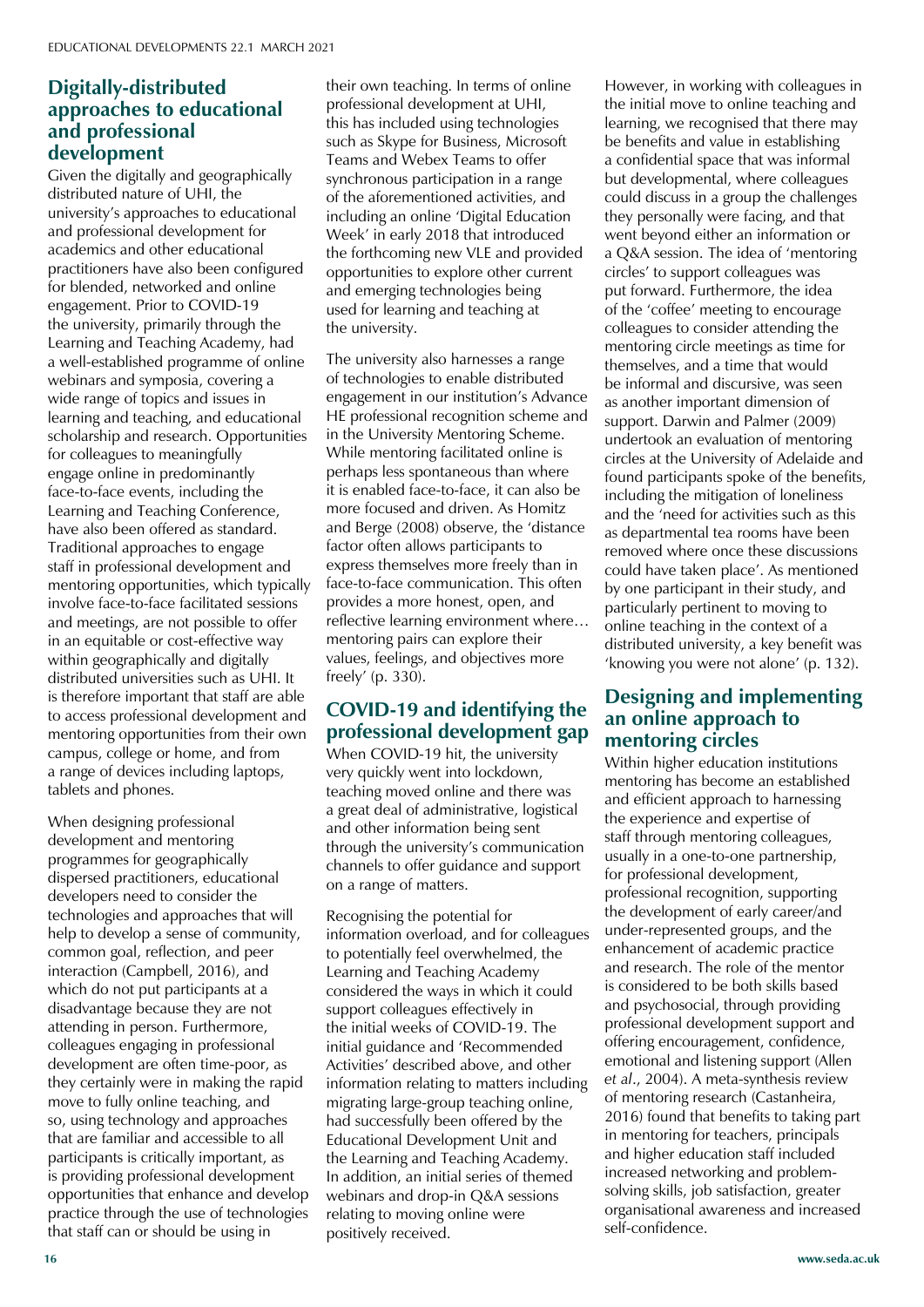## Digitally-distributed approaches to educational and professional development

Given the digitally and geographically distributed nature of UHI, the university's approaches to educational and professional development for academics and other educational practitioners have also been configured for blended, networked and online engagement. Prior to COVID-19 the university, primarily through the Learning and Teaching Academy, had a well-established programme of online webinars and symposia, covering a wide range of topics and issues in learning and teaching, and educational scholarship and research. Opportunities for colleagues to meaningfully engage online in predominantly face-to-face events, including the Learning and Teaching Conference, have also been offered as standard. Traditional approaches to engage staff in professional development and mentoring opportunities, which typically involve face-to-face facilitated sessions and meetings, are not possible to offer in an equitable or cost-effective way within geographically and digitally distributed universities such as UHI. It is therefore important that staff are able to access professional development and mentoring opportunities from their own campus, college or home, and from a range of devices including laptops, tablets and phones.

When designing professional development and mentoring programmes for geographically dispersed practitioners, educational developers need to consider the technologies and approaches that will help to develop a sense of community, common goal, reflection, and peer interaction (Campbell, 2016), and which do not put participants at a disadvantage because they are not attending in person. Furthermore, colleagues engaging in professional development are often time-poor, as they certainly were in making the rapid move to fully online teaching, and so, using technology and approaches that are familiar and accessible to all participants is critically important, as is providing professional development opportunities that enhance and develop practice through the use of technologies that staff can or should be using in their own teaching. In terms of online professional development at UHI, this has included using technologies such as Skype for Business, Microsoft Teams and Webex Teams to offer synchronous participation in a range of the aforementioned activities, and including an online 'Digital Education Week' in early 2018 that introduced the forthcoming new VLE and provided opportunities to explore other current and emerging technologies being used for learning and teaching at the university.

The university also harnesses a range of technologies to enable distributed engagement in our institution's Advance HE professional recognition scheme and in the University Mentoring Scheme. While mentoring facilitated online is perhaps less spontaneous than where it is enabled face-to-face, it can also be more focused and driven. As Homitz and Berge (2008) observe, the 'distance factor often allows participants to express themselves more freely than in face-to-face communication. This often provides a more honest, open, and reflective learning environment where… mentoring pairs can explore their values, feelings, and objectives more freely' (p. 330).

## COVID-19 and identifying the professional development gap

When COVID-19 hit, the university very quickly went into lockdown, teaching moved online and there was a great deal of administrative, logistical and other information being sent through the university's communication channels to offer guidance and support on a range of matters.

Recognising the potential for information overload, and for colleagues to potentially feel overwhelmed, the Learning and Teaching Academy considered the ways in which it could support colleagues effectively in the initial weeks of COVID-19. The initial guidance and 'Recommended Activities' described above, and other information relating to matters including migrating large-group teaching online, had successfully been offered by the Educational Development Unit and the Learning and Teaching Academy. In addition, an initial series of themed webinars and drop-in Q&A sessions relating to moving online were positively received.

However, in working with colleagues in the initial move to online teaching and learning, we recognised that there may be benefits and value in establishing a confidential space that was informal but developmental, where colleagues could discuss in a group the challenges they personally were facing, and that went beyond either an information or a Q&A session. The idea of 'mentoring circles' to support colleagues was put forward. Furthermore, the idea of the 'coffee' meeting to encourage colleagues to consider attending the mentoring circle meetings as time for themselves, and a time that would be informal and discursive, was seen as another important dimension of support. Darwin and Palmer (2009) undertook an evaluation of mentoring circles at the University of Adelaide and found participants spoke of the benefits, including the mitigation of loneliness and the 'need for activities such as this as departmental tea rooms have been removed where once these discussions could have taken place'. As mentioned by one participant in their study, and particularly pertinent to moving to online teaching in the context of a distributed university, a key benefit was 'knowing you were not alone' (p. 132).

## Designing and implementing an online approach to mentoring circles

Within higher education institutions mentoring has become an established and efficient approach to harnessing the experience and expertise of staff through mentoring colleagues, usually in a one-to-one partnership, for professional development, professional recognition, supporting the development of early career/and under-represented groups, and the enhancement of academic practice and research. The role of the mentor is considered to be both skills based and psychosocial, through providing professional development support and offering encouragement, confidence, emotional and listening support (Allen *et al*., 2004). A meta-synthesis review of mentoring research (Castanheira, 2016) found that benefits to taking part in mentoring for teachers, principals and higher education staff included increased networking and problem-solving skills, job satisfaction, greater organisational awareness and increased self-confidence.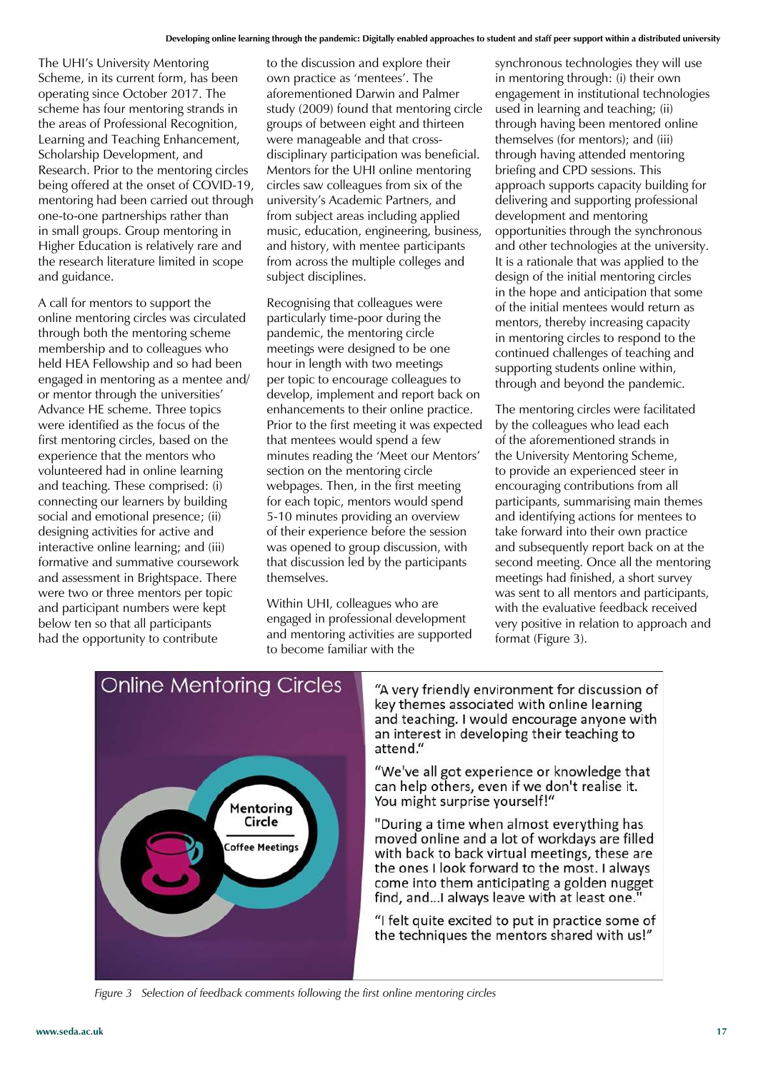The UHI's University Mentoring Scheme, in its current form, has been operating since October 2017. The scheme has four mentoring strands in the areas of Professional Recognition, Learning and Teaching Enhancement, Scholarship Development, and Research. Prior to the mentoring circles being offered at the onset of COVID-19, mentoring had been carried out through one-to-one partnerships rather than in small groups. Group mentoring in Higher Education is relatively rare and the research literature limited in scope and guidance.

A call for mentors to support the online mentoring circles was circulated through both the mentoring scheme membership and to colleagues who held HEA Fellowship and so had been engaged in mentoring as a mentee and/or mentor through the universities' Advance HE scheme. Three topics were identified as the focus of the first mentoring circles, based on the experience that the mentors who volunteered had in online learning and teaching. These comprised: (i) connecting our learners by building social and emotional presence; (ii) designing activities for active and interactive online learning; and (iii) formative and summative coursework and assessment in Brightspace. There were two or three mentors per topic and participant numbers were kept below ten so that all participants had the opportunity to contribute to the discussion and explore their own practice as 'mentees'. The aforementioned Darwin and Palmer study (2009) found that mentoring circle groups of between eight and thirteen were manageable and that cross-disciplinary participation was beneficial. Mentors for the UHI online mentoring circles saw colleagues from six of the university's Academic Partners, and from subject areas including applied music, education, engineering, business, and history, with mentee participants from across the multiple colleges and subject disciplines.

Recognising that colleagues were particularly time-poor during the pandemic, the mentoring circle meetings were designed to be one hour in length with two meetings per topic to encourage colleagues to develop, implement and report back on enhancements to their online practice. Prior to the first meeting it was expected that mentees would spend a few minutes reading the 'Meet our Mentors' section on the mentoring circle webpages. Then, in the first meeting for each topic, mentors would spend 5-10 minutes providing an overview of their experience before the session was opened to group discussion, with that discussion led by the participants themselves.

Within UHI, colleagues who are engaged in professional development and mentoring activities are supported to become familiar with the synchronous technologies they will use in mentoring through: (i) their own engagement in institutional technologies used in learning and teaching; (ii) through having been mentored online themselves (for mentors); and (iii) through having attended mentoring briefing and CPD sessions. This approach supports capacity building for delivering and supporting professional development and mentoring opportunities through the synchronous and other technologies at the university. It is a rationale that was applied to the design of the initial mentoring circles in the hope and anticipation that some of the initial mentees would return as mentors, thereby increasing capacity in mentoring circles to respond to the continued challenges of teaching and supporting students online within, through and beyond the pandemic.

The mentoring circles were facilitated by the colleagues who lead each of the aforementioned strands in the University Mentoring Scheme, to provide an experienced steer in encouraging contributions from all participants, summarising main themes and identifying actions for mentees to take forward into their own practice and subsequently report back on at the second meeting. Once all the mentoring meetings had finished, a short survey was sent to all mentors and participants, with the evaluative feedback received very positive in relation to approach and format (Figure 3).

Online Mentoring Circles

Mentoring Circle

Coffee Meetings

"A very friendly environment for discussion of key themes associated with online learning and teaching. I would encourage anyone with an interest in developing their teaching to attend."

"We've all got experience or knowledge that can help others, even if we don't realise it. You might surprise yourself!"

"During a time when almost everything has moved online and a lot of workdays are filled with back to back virtual meetings, these are the ones I look forward to the most. I always come into them anticipating a golden nugget find, and...I always leave with at least one."

"I felt quite excited to put in practice some of the techniques the mentors shared with us!"

*Figure 3 Selection of feedback comments following the first online mentoring circles*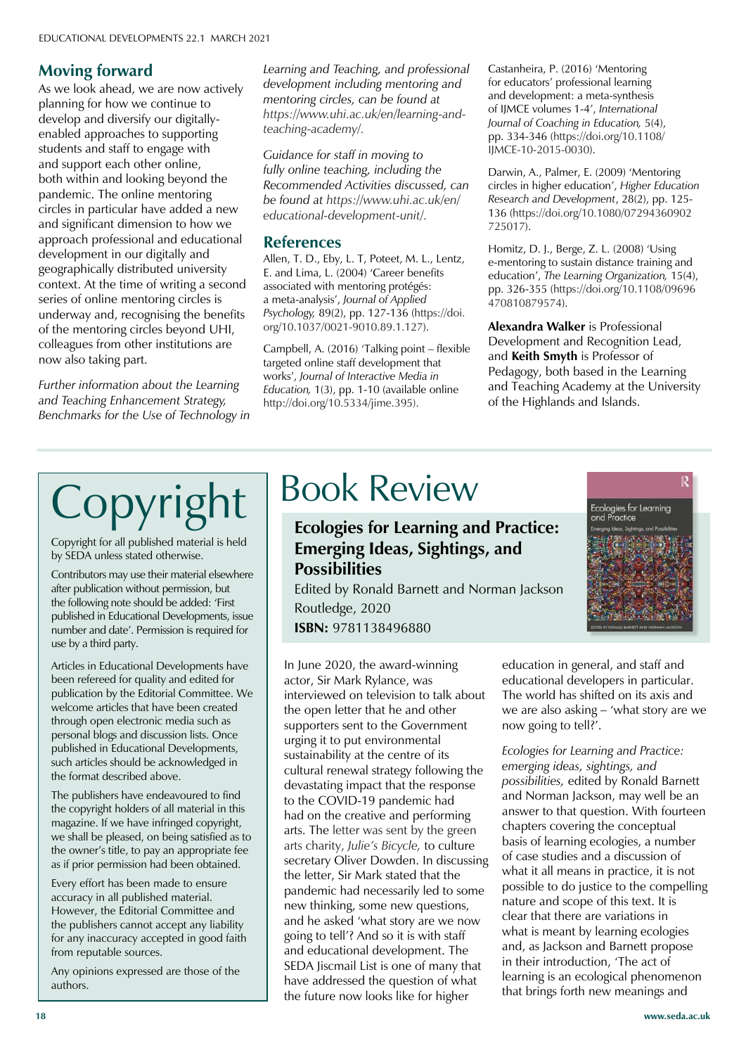## Moving forward

As we look ahead, we are now actively planning for how we continue to develop and diversify our digitally-enabled approaches to supporting students and staff to engage with and support each other online, both within and looking beyond the pandemic. The online mentoring circles in particular have added a new and significant dimension to how we approach professional and educational development in our digitally and geographically distributed university context. At the time of writing a second series of online mentoring circles is underway and, recognising the benefits of the mentoring circles beyond UHI, colleagues from other institutions are now also taking part.

*Further information about the Learning and Teaching Enhancement Strategy, Benchmarks for the Use of Technology in Learning and Teaching, and professional development including mentoring and mentoring circles, can be found at https://www.uhi.ac.uk/en/learning-and-teaching-academy/.*

*Guidance for staff in moving to fully online teaching, including the Recommended Activities discussed, can be found at https://www.uhi.ac.uk/en/educational-development-unit/.*

## References

Allen, T. D., Eby, L. T, Poteet, M. L., Lentz, E. and Lima, L. (2004) 'Career benefits associated with mentoring protégés: a meta-analysis', *Journal of Applied Psychology,* 89(2), pp. 127-136 (https://doi.org/10.1037/0021-9010.89.1.127).

Campbell, A. (2016) 'Talking point – flexible targeted online staff development that works', *Journal of Interactive Media in Education,* 1(3), pp. 1-10 (available online http://doi.org/10.5334/jime.395).

Castanheira, P. (2016) 'Mentoring for educators' professional learning and development: a meta-synthesis of IJMCE volumes 1-4', *International Journal of Coaching in Education,* 5(4), pp. 334-346 (https://doi.org/10.1108/IJMCE-10-2015-0030).

Darwin, A., Palmer, E. (2009) 'Mentoring circles in higher education', *Higher Education Research and Development*, 28(2), pp. 125-136 (https://doi.org/10.1080/07294360902725017).

Homitz, D. J., Berge, Z. L. (2008) 'Using e-mentoring to sustain distance training and education', *The Learning Organization,* 15(4), pp. 326-355 (https://doi.org/10.1108/09696470810879574).

**Alexandra Walker** is Professional Development and Recognition Lead, and **Keith Smyth** is Professor of Pedagogy, both based in the Learning and Teaching Academy at the University of the Highlands and Islands.

# Copyright

Copyright for all published material is held by SEDA unless stated otherwise.

Contributors may use their material elsewhere after publication without permission, but the following note should be added: 'First published in Educational Developments, issue number and date'. Permission is required for use by a third party.

Articles in Educational Developments have been refereed for quality and edited for publication by the Editorial Committee. We welcome articles that have been created through open electronic media such as personal blogs and discussion lists. Once published in Educational Developments, such articles should be acknowledged in the format described above.

The publishers have endeavoured to find the copyright holders of all material in this magazine. If we have infringed copyright, we shall be pleased, on being satisfied as to the owner's title, to pay an appropriate fee as if prior permission had been obtained.

Every effort has been made to ensure accuracy in all published material. However, the Editorial Committee and the publishers cannot accept any liability for any inaccuracy accepted in good faith from reputable sources.

Any opinions expressed are those of the authors.

# Book Review

### Ecologies for Learning and Practice: Emerging Ideas, Sightings, and Possibilities

Edited by Ronald Barnett and Norman Jackson
Routledge, 2020
**ISBN:** 9781138496880

In June 2020, the award-winning actor, Sir Mark Rylance, was interviewed on television to talk about the open letter that he and other supporters sent to the Government urging it to put environmental sustainability at the centre of its cultural renewal strategy following the devastating impact that the response to the COVID-19 pandemic had had on the creative and performing arts. The letter was sent by the green arts charity, *Julie's Bicycle,* to culture secretary Oliver Dowden. In discussing the letter, Sir Mark stated that the pandemic had necessarily led to some new thinking, some new questions, and he asked 'what story are we now going to tell'? And so it is with staff and educational development. The SEDA Jiscmail List is one of many that have addressed the question of what the future now looks like for higher education in general, and staff and educational developers in particular. The world has shifted on its axis and we are also asking – 'what story are we now going to tell?'.

*Ecologies for Learning and Practice: emerging ideas, sightings, and possibilities,* edited by Ronald Barnett and Norman Jackson, may well be an answer to that question. With fourteen chapters covering the conceptual basis of learning ecologies, a number of case studies and a discussion of what it all means in practice, it is not possible to do justice to the compelling nature and scope of this text. It is clear that there are variations in what is meant by learning ecologies and, as Jackson and Barnett propose in their introduction, 'The act of learning is an ecological phenomenon that brings forth new meanings and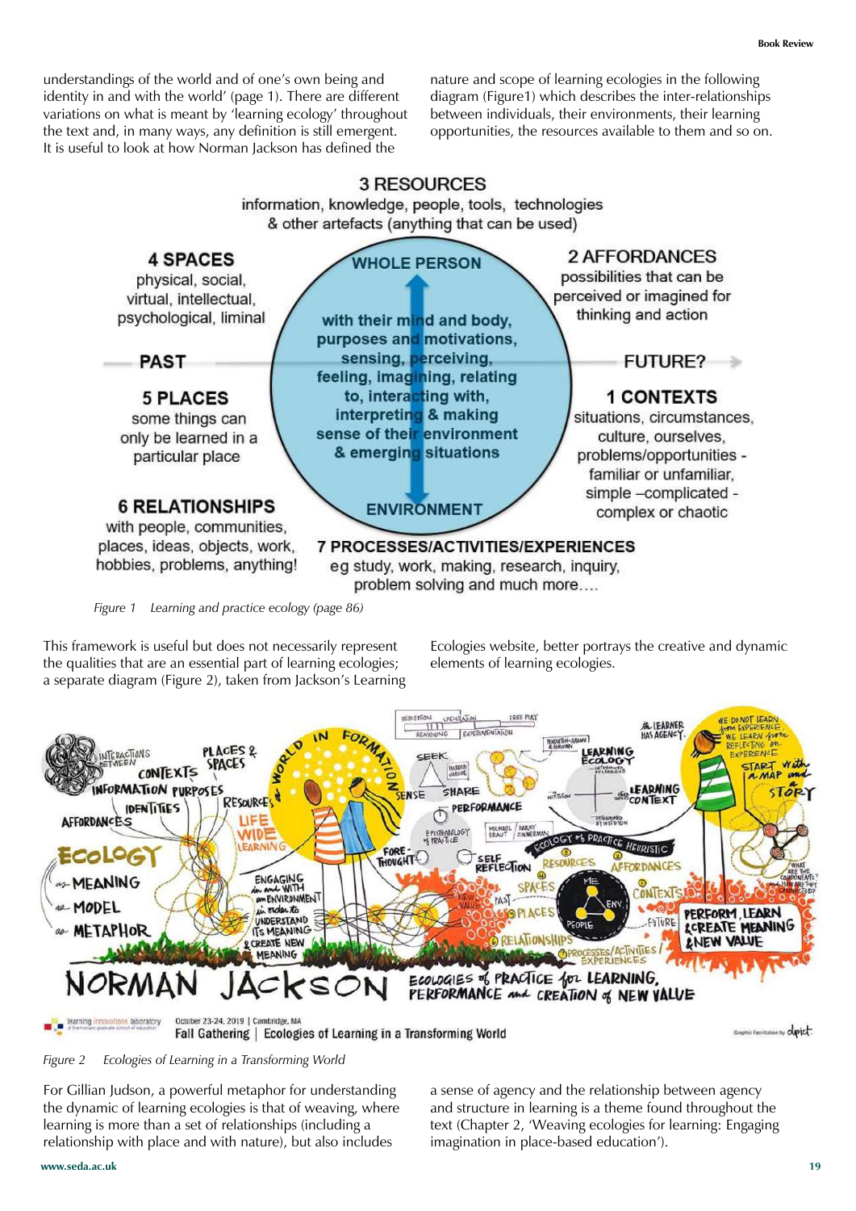understandings of the world and of one's own being and identity in and with the world' (page 1). There are different variations on what is meant by 'learning ecology' throughout the text and, in many ways, any definition is still emergent. It is useful to look at how Norman Jackson has defined the nature and scope of learning ecologies in the following diagram (Figure1) which describes the inter-relationships between individuals, their environments, their learning opportunities, the resources available to them and so on.

*Figure 1 Learning and practice ecology (page 86)*

This framework is useful but does not necessarily represent the qualities that are an essential part of learning ecologies; a separate diagram (Figure 2), taken from Jackson's Learning Ecologies website, better portrays the creative and dynamic elements of learning ecologies.

*Figure 2 Ecologies of Learning in a Transforming World*

For Gillian Judson, a powerful metaphor for understanding the dynamic of learning ecologies is that of weaving, where learning is more than a set of relationships (including a relationship with place and with nature), but also includes a sense of agency and the relationship between agency and structure in learning is a theme found throughout the text (Chapter 2, 'Weaving ecologies for learning: Engaging imagination in place-based education').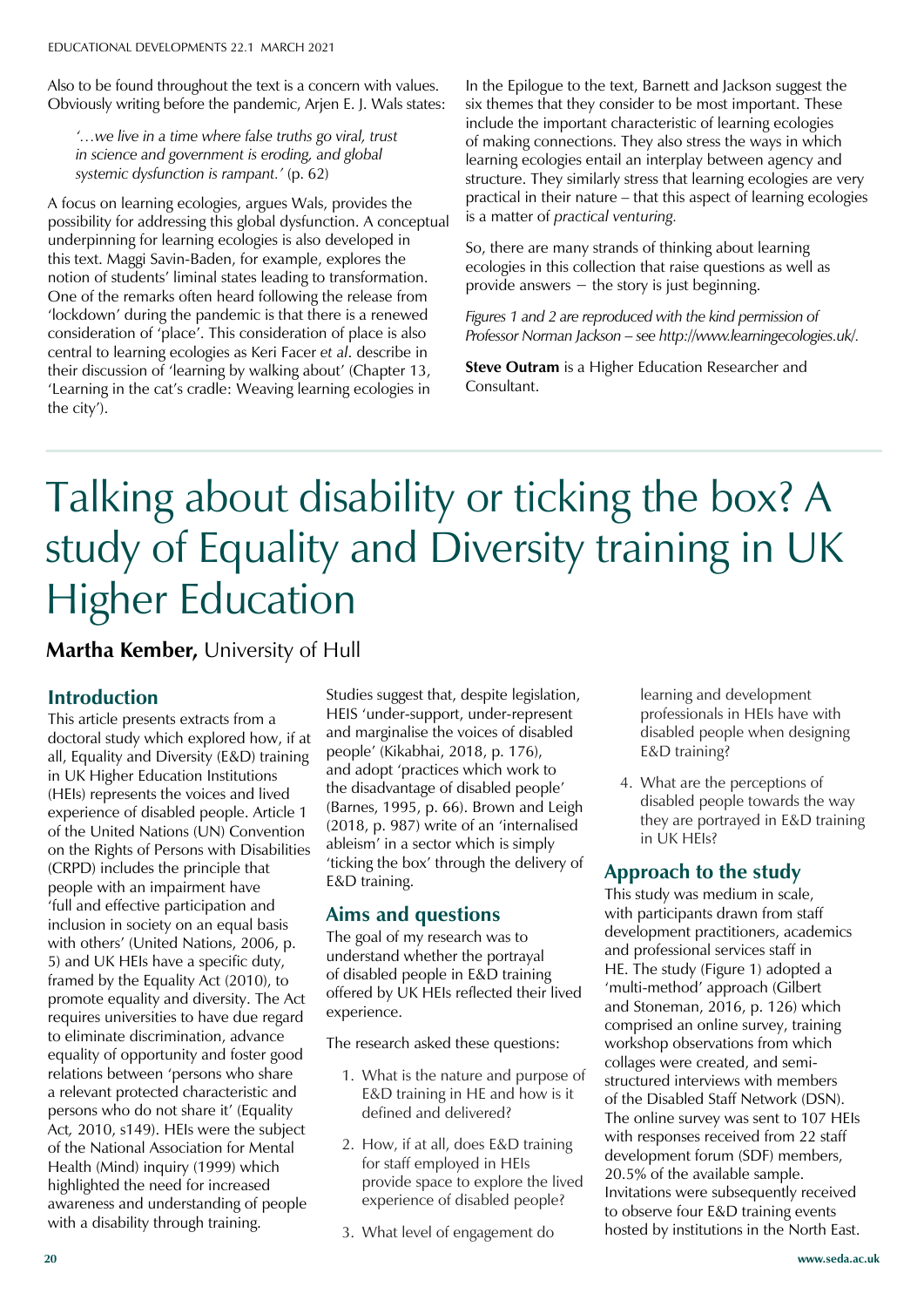Also to be found throughout the text is a concern with values. Obviously writing before the pandemic, Arjen E. J. Wals states:

> *'…we live in a time where false truths go viral, trust in science and government is eroding, and global systemic dysfunction is rampant.'* (p. 62)

A focus on learning ecologies, argues Wals, provides the possibility for addressing this global dysfunction. A conceptual underpinning for learning ecologies is also developed in this text. Maggi Savin-Baden, for example, explores the notion of students' liminal states leading to transformation. One of the remarks often heard following the release from 'lockdown' during the pandemic is that there is a renewed consideration of 'place'. This consideration of place is also central to learning ecologies as Keri Facer *et al*. describe in their discussion of 'learning by walking about' (Chapter 13, 'Learning in the cat's cradle: Weaving learning ecologies in the city').

In the Epilogue to the text, Barnett and Jackson suggest the six themes that they consider to be most important. These include the important characteristic of learning ecologies of making connections. They also stress the ways in which learning ecologies entail an interplay between agency and structure. They similarly stress that learning ecologies are very practical in their nature – that this aspect of learning ecologies is a matter of *practical venturing.*

So, there are many strands of thinking about learning ecologies in this collection that raise questions as well as provide answers – the story is just beginning.

*Figures 1 and 2 are reproduced with the kind permission of Professor Norman Jackson – see http://www.learningecologies.uk/.*

**Steve Outram** is a Higher Education Researcher and Consultant.

# Talking about disability or ticking the box? A study of Equality and Diversity training in UK Higher Education

**Martha Kember,** University of Hull

## Introduction

This article presents extracts from a doctoral study which explored how, if at all, Equality and Diversity (E&D) training in UK Higher Education Institutions (HEIs) represents the voices and lived experience of disabled people. Article 1 of the United Nations (UN) Convention on the Rights of Persons with Disabilities (CRPD) includes the principle that people with an impairment have 'full and effective participation and inclusion in society on an equal basis with others' (United Nations, 2006, p. 5) and UK HEIs have a specific duty, framed by the Equality Act (2010), to promote equality and diversity. The Act requires universities to have due regard to eliminate discrimination, advance equality of opportunity and foster good relations between 'persons who share a relevant protected characteristic and persons who do not share it' (Equality Act, 2010, s149). HEIs were the subject of the National Association for Mental Health (Mind) inquiry (1999) which highlighted the need for increased awareness and understanding of people with a disability through training.

Studies suggest that, despite legislation, HEIS 'under-support, under-represent and marginalise the voices of disabled people' (Kikabhai, 2018, p. 176), and adopt 'practices which work to the disadvantage of disabled people' (Barnes, 1995, p. 66). Brown and Leigh (2018, p. 987) write of an 'internalised ableism' in a sector which is simply 'ticking the box' through the delivery of E&D training.

## Aims and questions

The goal of my research was to understand whether the portrayal of disabled people in E&D training offered by UK HEIs reflected their lived experience.

The research asked these questions:

1. What is the nature and purpose of E&D training in HE and how is it defined and delivered?
2. How, if at all, does E&D training for staff employed in HEIs provide space to explore the lived experience of disabled people?
3. What level of engagement do learning and development professionals in HEIs have with disabled people when designing E&D training?
4. What are the perceptions of disabled people towards the way they are portrayed in E&D training in UK HEIs?

## Approach to the study

This study was medium in scale, with participants drawn from staff development practitioners, academics and professional services staff in HE. The study (Figure 1) adopted a 'multi-method' approach (Gilbert and Stoneman, 2016, p. 126) which comprised an online survey, training workshop observations from which collages were created, and semi-structured interviews with members of the Disabled Staff Network (DSN). The online survey was sent to 107 HEIs with responses received from 22 staff development forum (SDF) members, 20.5% of the available sample. Invitations were subsequently received to observe four E&D training events hosted by institutions in the North East.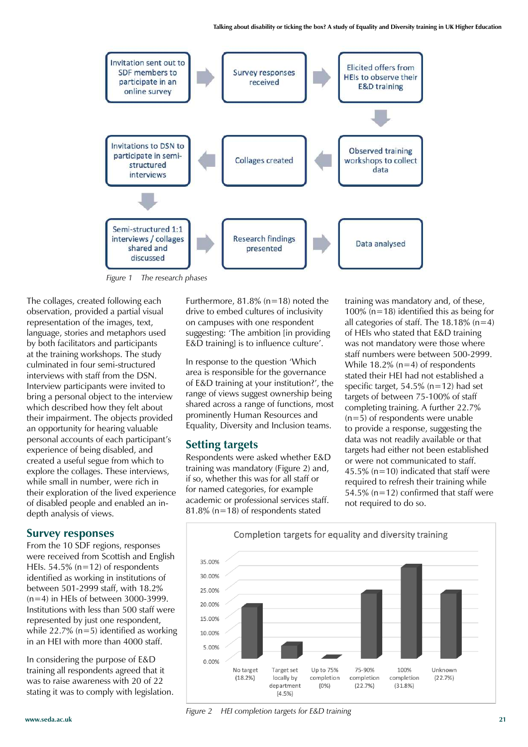Figure 1 The research phases

The collages, created following each observation, provided a partial visual representation of the images, text, language, stories and metaphors used by both facilitators and participants at the training workshops. The study culminated in four semi-structured interviews with staff from the DSN. Interview participants were invited to bring a personal object to the interview which described how they felt about their impairment. The objects provided an opportunity for hearing valuable personal accounts of each participant's experience of being disabled, and created a useful segue from which to explore the collages. These interviews, while small in number, were rich in their exploration of the lived experience of disabled people and enabled an in-depth analysis of views.

## Survey responses

From the 10 SDF regions, responses were received from Scottish and English HEIs. 54.5% (n=12) of respondents identified as working in institutions of between 501-2999 staff, with 18.2% (n=4) in HEIs of between 3000-3999. Institutions with less than 500 staff were represented by just one respondent, while 22.7% (n=5) identified as working in an HEI with more than 4000 staff.

In considering the purpose of E&D training all respondents agreed that it was to raise awareness with 20 of 22 stating it was to comply with legislation. Furthermore, 81.8% (n=18) noted the drive to embed cultures of inclusivity on campuses with one respondent suggesting: 'The ambition [in providing E&D training] is to influence culture'.

In response to the question 'Which area is responsible for the governance of E&D training at your institution?', the range of views suggest ownership being shared across a range of functions, most prominently Human Resources and Equality, Diversity and Inclusion teams.

## Setting targets

Respondents were asked whether E&D training was mandatory (Figure 2) and, if so, whether this was for all staff or for named categories, for example academic or professional services staff. 81.8% (n=18) of respondents stated training was mandatory and, of these, 100% (n=18) identified this as being for all categories of staff. The 18.18% (n=4) of HEIs who stated that E&D training was not mandatory were those where staff numbers were between 500-2999. While 18.2% (n=4) of respondents stated their HEI had not established a specific target, 54.5% (n=12) had set targets of between 75-100% of staff completing training. A further 22.7% (n=5) of respondents were unable to provide a response, suggesting the data was not readily available or that targets had either not been established or were not communicated to staff. 45.5% (n=10) indicated that staff were required to refresh their training while 54.5% (n=12) confirmed that staff were not required to do so.

Figure 2 HEI completion targets for E&D training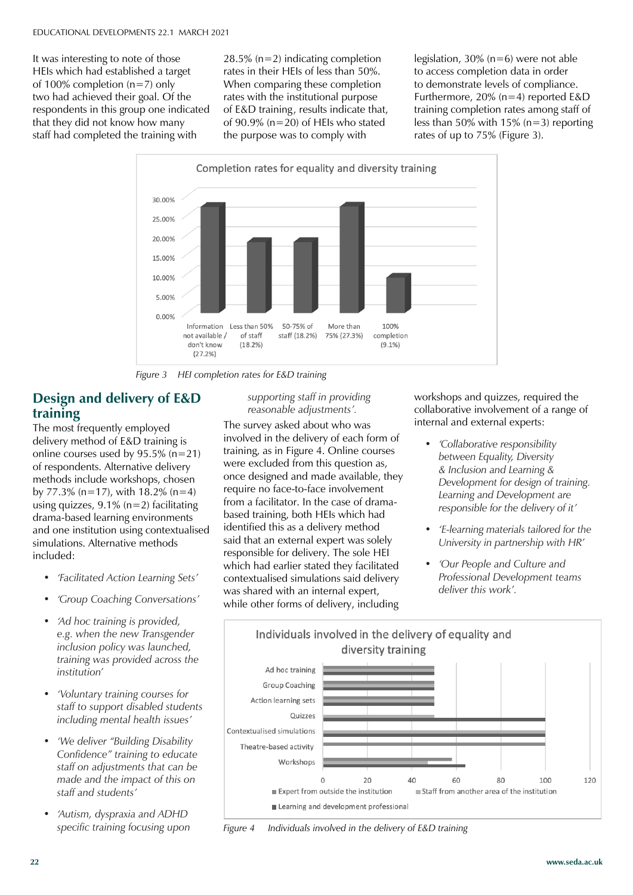It was interesting to note of those HEIs which had established a target of 100% completion (n=7) only two had achieved their goal. Of the respondents in this group one indicated that they did not know how many staff had completed the training with 28.5% (n=2) indicating completion rates in their HEIs of less than 50%. When comparing these completion rates with the institutional purpose of E&D training, results indicate that, of 90.9% (n=20) of HEIs who stated the purpose was to comply with legislation, 30% (n=6) were not able to access completion data in order to demonstrate levels of compliance. Furthermore, 20% (n=4) reported E&D training completion rates among staff of less than 50% with 15% (n=3) reporting rates of up to 75% (Figure 3).

*Figure 3 HEI completion rates for E&D training*

## Design and delivery of E&D training

The most frequently employed delivery method of E&D training is online courses used by 95.5% (n=21) of respondents. Alternative delivery methods include workshops, chosen by 77.3% (n=17), with 18.2% (n=4) using quizzes, 9.1% (n=2) facilitating drama-based learning environments and one institution using contextualised simulations. Alternative methods included:

- *'Facilitated Action Learning Sets'*
- *'Group Coaching Conversations'*
- *'Ad hoc training is provided, e.g. when the new Transgender inclusion policy was launched, training was provided across the institution'*
- *'Voluntary training courses for staff to support disabled students including mental health issues'*
- *'We deliver "Building Disability Confidence" training to educate staff on adjustments that can be made and the impact of this on staff and students'*
- *'Autism, dyspraxia and ADHD specific training focusing upon supporting staff in providing reasonable adjustments'.*

The survey asked about who was involved in the delivery of each form of training, as in Figure 4. Online courses were excluded from this question as, once designed and made available, they require no face-to-face involvement from a facilitator. In the case of drama-based training, both HEIs which had identified this as a delivery method said that an external expert was solely responsible for delivery. The sole HEI which had earlier stated they facilitated contextualised simulations said delivery was shared with an internal expert, while other forms of delivery, including workshops and quizzes, required the collaborative involvement of a range of internal and external experts:

- *'Collaborative responsibility between Equality, Diversity & Inclusion and Learning & Development for design of training. Learning and Development are responsible for the delivery of it'*
- *'E-learning materials tailored for the University in partnership with HR'*
- *'Our People and Culture and Professional Development teams deliver this work'.*

*Figure 4 Individuals involved in the delivery of E&D training*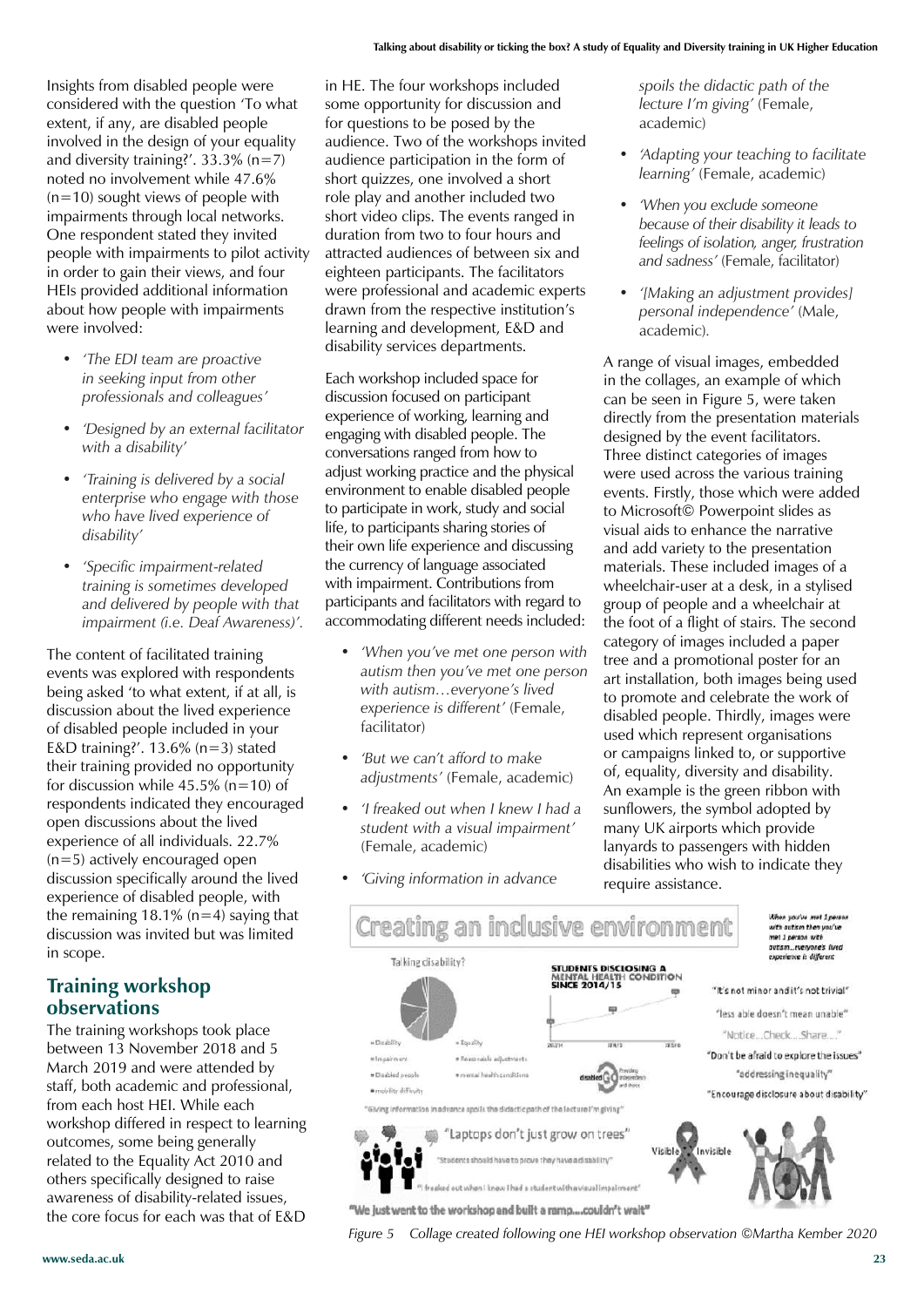Insights from disabled people were considered with the question 'To what extent, if any, are disabled people involved in the design of your equality and diversity training?'. 33.3% (n=7) noted no involvement while 47.6% (n=10) sought views of people with impairments through local networks. One respondent stated they invited people with impairments to pilot activity in order to gain their views, and four HEIs provided additional information about how people with impairments were involved:

- *'The EDI team are proactive in seeking input from other professionals and colleagues'*
- *'Designed by an external facilitator with a disability'*
- *'Training is delivered by a social enterprise who engage with those who have lived experience of disability'*
- *'Specific impairment-related training is sometimes developed and delivered by people with that impairment (i.e. Deaf Awareness)'.*

The content of facilitated training events was explored with respondents being asked 'to what extent, if at all, is discussion about the lived experience of disabled people included in your E&D training?'. 13.6% (n=3) stated their training provided no opportunity for discussion while 45.5% (n=10) of respondents indicated they encouraged open discussions about the lived experience of all individuals. 22.7% (n=5) actively encouraged open discussion specifically around the lived experience of disabled people, with the remaining 18.1% (n=4) saying that discussion was invited but was limited in scope.

## Training workshop observations

The training workshops took place between 13 November 2018 and 5 March 2019 and were attended by staff, both academic and professional, from each host HEI. While each workshop differed in respect to learning outcomes, some being generally related to the Equality Act 2010 and others specifically designed to raise awareness of disability-related issues, the core focus for each was that of E&D in HE. The four workshops included some opportunity for discussion and for questions to be posed by the audience. Two of the workshops invited audience participation in the form of short quizzes, one involved a short role play and another included two short video clips. The events ranged in duration from two to four hours and attracted audiences of between six and eighteen participants. The facilitators were professional and academic experts drawn from the respective institution's learning and development, E&D and disability services departments.

Each workshop included space for discussion focused on participant experience of working, learning and engaging with disabled people. The conversations ranged from how to adjust working practice and the physical environment to enable disabled people to participate in work, study and social life, to participants sharing stories of their own life experience and discussing the currency of language associated with impairment. Contributions from participants and facilitators with regard to accommodating different needs included:

- *'When you've met one person with autism then you've met one person with autism…everyone's lived experience is different'* (Female, facilitator)
- *'But we can't afford to make adjustments'* (Female, academic)
- *'I freaked out when I knew I had a student with a visual impairment'* (Female, academic)
- *'Giving information in advance spoils the didactic path of the lecture I'm giving'* (Female, academic)
- *'Adapting your teaching to facilitate learning'* (Female, academic)
- *'When you exclude someone because of their disability it leads to feelings of isolation, anger, frustration and sadness'* (Female, facilitator)
- *'[Making an adjustment provides] personal independence'* (Male, academic).

A range of visual images, embedded in the collages, an example of which can be seen in Figure 5, were taken directly from the presentation materials designed by the event facilitators. Three distinct categories of images were used across the various training events. Firstly, those which were added to Microsoft© Powerpoint slides as visual aids to enhance the narrative and add variety to the presentation materials. These included images of a wheelchair-user at a desk, in a stylised group of people and a wheelchair at the foot of a flight of stairs. The second category of images included a paper tree and a promotional poster for an art installation, both images being used to promote and celebrate the work of disabled people. Thirdly, images were used which represent organisations or campaigns linked to, or supportive of, equality, diversity and disability. An example is the green ribbon with sunflowers, the symbol adopted by many UK airports which provide lanyards to passengers with hidden disabilities who wish to indicate they require assistance.

*Figure 5 Collage created following one HEI workshop observation ©Martha Kember 2020*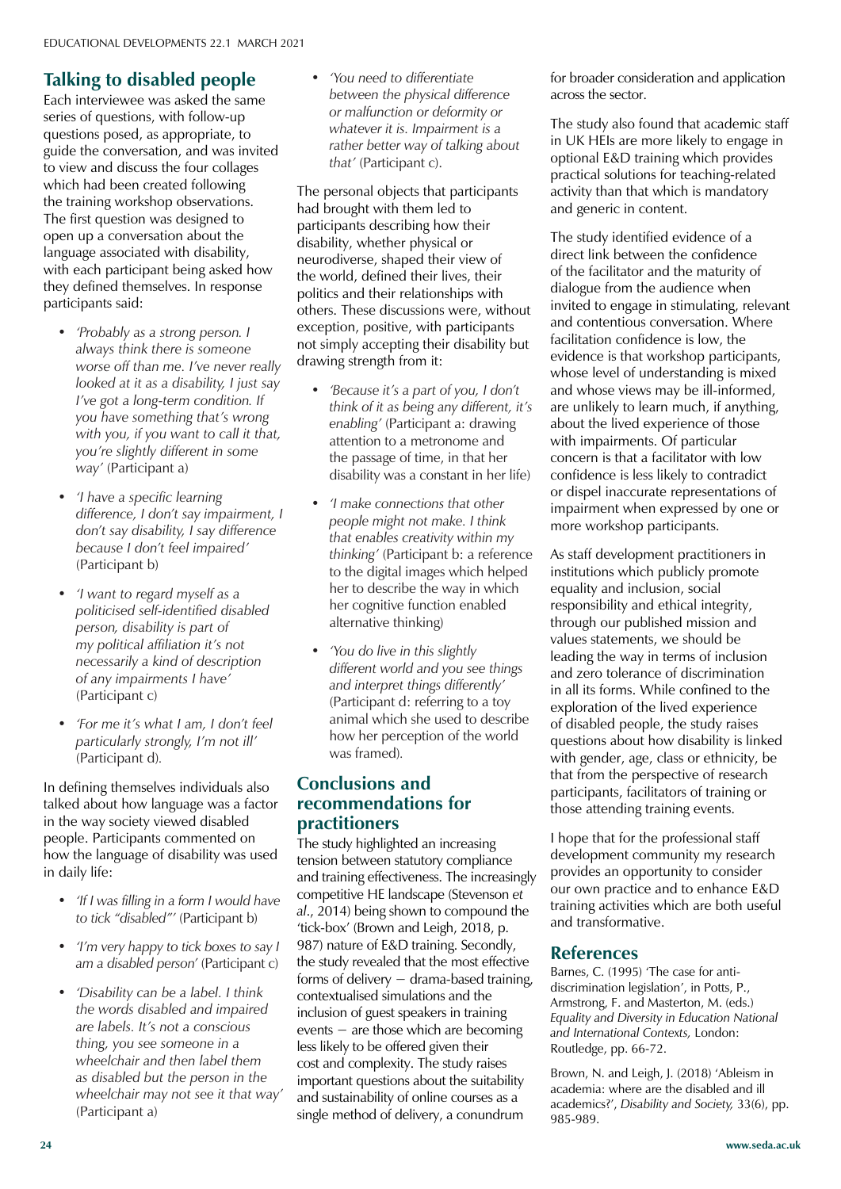## Talking to disabled people

Each interviewee was asked the same series of questions, with follow-up questions posed, as appropriate, to guide the conversation, and was invited to view and discuss the four collages which had been created following the training workshop observations. The first question was designed to open up a conversation about the language associated with disability, with each participant being asked how they defined themselves. In response participants said:

- *'Probably as a strong person. I always think there is someone worse off than me. I've never really looked at it as a disability, I just say I've got a long-term condition. If you have something that's wrong with you, if you want to call it that, you're slightly different in some way'* (Participant a)
- *'I have a specific learning difference, I don't say impairment, I don't say disability, I say difference because I don't feel impaired'* (Participant b)
- *'I want to regard myself as a politicised self-identified disabled person, disability is part of my political affiliation it's not necessarily a kind of description of any impairments I have'* (Participant c)
- *'For me it's what I am, I don't feel particularly strongly, I'm not ill'* (Participant d).

In defining themselves individuals also talked about how language was a factor in the way society viewed disabled people. Participants commented on how the language of disability was used in daily life:

- *'If I was filling in a form I would have to tick "disabled"'* (Participant b)
- *'I'm very happy to tick boxes to say I am a disabled person'* (Participant c)
- *'Disability can be a label. I think the words disabled and impaired are labels. It's not a conscious thing, you see someone in a wheelchair and then label them as disabled but the person in the wheelchair may not see it that way'* (Participant a)
- *'You need to differentiate between the physical difference or malfunction or deformity or whatever it is. Impairment is a rather better way of talking about that'* (Participant c).

The personal objects that participants had brought with them led to participants describing how their disability, whether physical or neurodiverse, shaped their view of the world, defined their lives, their politics and their relationships with others. These discussions were, without exception, positive, with participants not simply accepting their disability but drawing strength from it:

- *'Because it's a part of you, I don't think of it as being any different, it's enabling'* (Participant a: drawing attention to a metronome and the passage of time, in that her disability was a constant in her life)
- *'I make connections that other people might not make. I think that enables creativity within my thinking'* (Participant b: a reference to the digital images which helped her to describe the way in which her cognitive function enabled alternative thinking)
- *'You do live in this slightly different world and you see things and interpret things differently'* (Participant d: referring to a toy animal which she used to describe how her perception of the world was framed).

## Conclusions and recommendations for practitioners

The study highlighted an increasing tension between statutory compliance and training effectiveness. The increasingly competitive HE landscape (Stevenson *et al.*, 2014) being shown to compound the 'tick-box' (Brown and Leigh, 2018, p. 987) nature of E&D training. Secondly, the study revealed that the most effective forms of delivery – drama-based training, contextualised simulations and the inclusion of guest speakers in training events – are those which are becoming less likely to be offered given their cost and complexity. The study raises important questions about the suitability and sustainability of online courses as a single method of delivery, a conundrum for broader consideration and application across the sector.

The study also found that academic staff in UK HEIs are more likely to engage in optional E&D training which provides practical solutions for teaching-related activity than that which is mandatory and generic in content.

The study identified evidence of a direct link between the confidence of the facilitator and the maturity of dialogue from the audience when invited to engage in stimulating, relevant and contentious conversation. Where facilitation confidence is low, the evidence is that workshop participants, whose level of understanding is mixed and whose views may be ill-informed, are unlikely to learn much, if anything, about the lived experience of those with impairments. Of particular concern is that a facilitator with low confidence is less likely to contradict or dispel inaccurate representations of impairment when expressed by one or more workshop participants.

As staff development practitioners in institutions which publicly promote equality and inclusion, social responsibility and ethical integrity, through our published mission and values statements, we should be leading the way in terms of inclusion and zero tolerance of discrimination in all its forms. While confined to the exploration of the lived experience of disabled people, the study raises questions about how disability is linked with gender, age, class or ethnicity, be that from the perspective of research participants, facilitators of training or those attending training events.

I hope that for the professional staff development community my research provides an opportunity to consider our own practice and to enhance E&D training activities which are both useful and transformative.

## References

Barnes, C. (1995) 'The case for anti-discrimination legislation', in Potts, P., Armstrong, F. and Masterton, M. (eds.) *Equality and Diversity in Education National and International Contexts,* London: Routledge, pp. 66-72.

Brown, N. and Leigh, J. (2018) 'Ableism in academia: where are the disabled and ill academics?', *Disability and Society,* 33(6), pp. 985-989.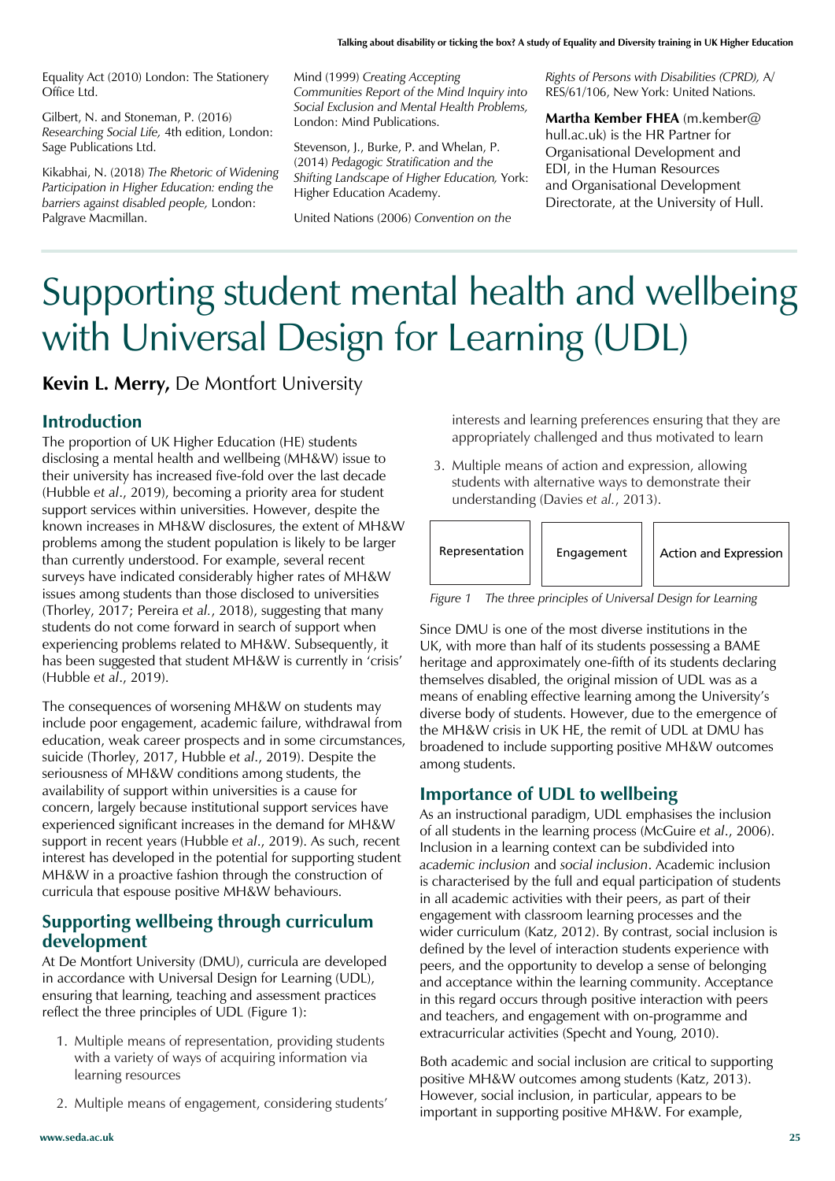Equality Act (2010) London: The Stationery Office Ltd.

Gilbert, N. and Stoneman, P. (2016) *Researching Social Life,* 4th edition, London: Sage Publications Ltd.

Kikabhai, N. (2018) *The Rhetoric of Widening Participation in Higher Education: ending the barriers against disabled people,* London: Palgrave Macmillan.

Mind (1999) *Creating Accepting Communities Report of the Mind Inquiry into Social Exclusion and Mental Health Problems,* London: Mind Publications.

Stevenson, J., Burke, P. and Whelan, P. (2014) *Pedagogic Stratification and the Shifting Landscape of Higher Education,* York: Higher Education Academy.

United Nations (2006) *Convention on the Rights of Persons with Disabilities (CPRD),* A/RES/61/106, New York: United Nations.

**Martha Kember FHEA** (m.kember@hull.ac.uk) is the HR Partner for Organisational Development and EDI, in the Human Resources and Organisational Development Directorate, at the University of Hull.

# Supporting student mental health and wellbeing with Universal Design for Learning (UDL)

**Kevin L. Merry,** De Montfort University

## Introduction

The proportion of UK Higher Education (HE) students disclosing a mental health and wellbeing (MH&W) issue to their university has increased five-fold over the last decade (Hubble *et al*., 2019), becoming a priority area for student support services within universities. However, despite the known increases in MH&W disclosures, the extent of MH&W problems among the student population is likely to be larger than currently understood. For example, several recent surveys have indicated considerably higher rates of MH&W issues among students than those disclosed to universities (Thorley, 2017; Pereira *et al.*, 2018), suggesting that many students do not come forward in search of support when experiencing problems related to MH&W. Subsequently, it has been suggested that student MH&W is currently in 'crisis' (Hubble *et al*., 2019).

The consequences of worsening MH&W on students may include poor engagement, academic failure, withdrawal from education, weak career prospects and in some circumstances, suicide (Thorley, 2017, Hubble *et al*., 2019). Despite the seriousness of MH&W conditions among students, the availability of support within universities is a cause for concern, largely because institutional support services have experienced significant increases in the demand for MH&W support in recent years (Hubble *et al*., 2019). As such, recent interest has developed in the potential for supporting student MH&W in a proactive fashion through the construction of curricula that espouse positive MH&W behaviours.

## Supporting wellbeing through curriculum development

At De Montfort University (DMU), curricula are developed in accordance with Universal Design for Learning (UDL), ensuring that learning, teaching and assessment practices reflect the three principles of UDL (Figure 1):

1. Multiple means of representation, providing students with a variety of ways of acquiring information via learning resources
2. Multiple means of engagement, considering students' interests and learning preferences ensuring that they are appropriately challenged and thus motivated to learn
3. Multiple means of action and expression, allowing students with alternative ways to demonstrate their understanding (Davies *et al.*, 2013).

| Representation | Engagement | Action and Expression |
|---|---|---|

*Figure 1 The three principles of Universal Design for Learning*

Since DMU is one of the most diverse institutions in the UK, with more than half of its students possessing a BAME heritage and approximately one-fifth of its students declaring themselves disabled, the original mission of UDL was as a means of enabling effective learning among the University's diverse body of students. However, due to the emergence of the MH&W crisis in UK HE, the remit of UDL at DMU has broadened to include supporting positive MH&W outcomes among students.

## Importance of UDL to wellbeing

As an instructional paradigm, UDL emphasises the inclusion of all students in the learning process (McGuire *et al*., 2006). Inclusion in a learning context can be subdivided into *academic inclusion* and *social inclusion*. Academic inclusion is characterised by the full and equal participation of students in all academic activities with their peers, as part of their engagement with classroom learning processes and the wider curriculum (Katz, 2012). By contrast, social inclusion is defined by the level of interaction students experience with peers, and the opportunity to develop a sense of belonging and acceptance within the learning community. Acceptance in this regard occurs through positive interaction with peers and teachers, and engagement with on-programme and extracurricular activities (Specht and Young, 2010).

Both academic and social inclusion are critical to supporting positive MH&W outcomes among students (Katz, 2013). However, social inclusion, in particular, appears to be important in supporting positive MH&W. For example,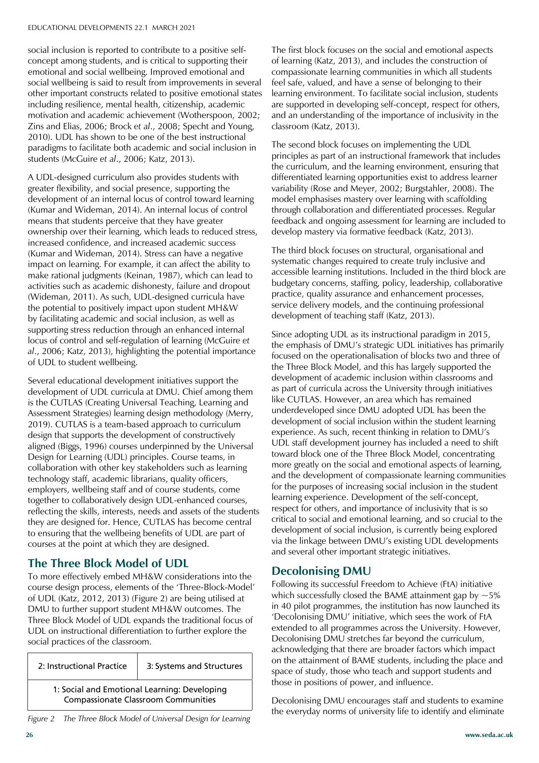social inclusion is reported to contribute to a positive self-concept among students, and is critical to supporting their emotional and social wellbeing. Improved emotional and social wellbeing is said to result from improvements in several other important constructs related to positive emotional states including resilience, mental health, citizenship, academic motivation and academic achievement (Wotherspoon, 2002; Zins and Elias, 2006; Brock *et al*., 2008; Specht and Young, 2010). UDL has shown to be one of the best instructional paradigms to facilitate both academic and social inclusion in students (McGuire *et al*., 2006; Katz, 2013).

A UDL-designed curriculum also provides students with greater flexibility, and social presence, supporting the development of an internal locus of control toward learning (Kumar and Wideman, 2014). An internal locus of control means that students perceive that they have greater ownership over their learning, which leads to reduced stress, increased confidence, and increased academic success (Kumar and Wideman, 2014). Stress can have a negative impact on learning. For example, it can affect the ability to make rational judgments (Keinan, 1987), which can lead to activities such as academic dishonesty, failure and dropout (Wideman, 2011). As such, UDL-designed curricula have the potential to positively impact upon student MH&W by facilitating academic and social inclusion, as well as supporting stress reduction through an enhanced internal locus of control and self-regulation of learning (McGuire *et al*., 2006; Katz, 2013), highlighting the potential importance of UDL to student wellbeing.

Several educational development initiatives support the development of UDL curricula at DMU. Chief among them is the CUTLAS (Creating Universal Teaching, Learning and Assessment Strategies) learning design methodology (Merry, 2019). CUTLAS is a team-based approach to curriculum design that supports the development of constructively aligned (Biggs, 1996) courses underpinned by the Universal Design for Learning (UDL) principles. Course teams, in collaboration with other key stakeholders such as learning technology staff, academic librarians, quality officers, employers, wellbeing staff and of course students, come together to collaboratively design UDL-enhanced courses, reflecting the skills, interests, needs and assets of the students they are designed for. Hence, CUTLAS has become central to ensuring that the wellbeing benefits of UDL are part of courses at the point at which they are designed.

## The Three Block Model of UDL

To more effectively embed MH&W considerations into the course design process, elements of the 'Three-Block-Model' of UDL (Katz, 2012, 2013) (Figure 2) are being utilised at DMU to further support student MH&W outcomes. The Three Block Model of UDL expands the traditional focus of UDL on instructional differentiation to further explore the social practices of the classroom.

| 2: Instructional Practice | 3: Systems and Structures |
|---|---|
| 1: Social and Emotional Learning: Developing Compassionate Classroom Communities | |

*Figure 2 The Three Block Model of Universal Design for Learning*

The first block focuses on the social and emotional aspects of learning (Katz, 2013), and includes the construction of compassionate learning communities in which all students feel safe, valued, and have a sense of belonging to their learning environment. To facilitate social inclusion, students are supported in developing self-concept, respect for others, and an understanding of the importance of inclusivity in the classroom (Katz, 2013).

The second block focuses on implementing the UDL principles as part of an instructional framework that includes the curriculum, and the learning environment, ensuring that differentiated learning opportunities exist to address learner variability (Rose and Meyer, 2002; Burgstahler, 2008). The model emphasises mastery over learning with scaffolding through collaboration and differentiated processes. Regular feedback and ongoing assessment for learning are included to develop mastery via formative feedback (Katz, 2013).

The third block focuses on structural, organisational and systematic changes required to create truly inclusive and accessible learning institutions. Included in the third block are budgetary concerns, staffing, policy, leadership, collaborative practice, quality assurance and enhancement processes, service delivery models, and the continuing professional development of teaching staff (Katz, 2013).

Since adopting UDL as its instructional paradigm in 2015, the emphasis of DMU's strategic UDL initiatives has primarily focused on the operationalisation of blocks two and three of the Three Block Model, and this has largely supported the development of academic inclusion within classrooms and as part of curricula across the University through initiatives like CUTLAS. However, an area which has remained underdeveloped since DMU adopted UDL has been the development of social inclusion within the student learning experience. As such, recent thinking in relation to DMU's UDL staff development journey has included a need to shift toward block one of the Three Block Model, concentrating more greatly on the social and emotional aspects of learning, and the development of compassionate learning communities for the purposes of increasing social inclusion in the student learning experience. Development of the self-concept, respect for others, and importance of inclusivity that is so critical to social and emotional learning, and so crucial to the development of social inclusion, is currently being explored via the linkage between DMU's existing UDL developments and several other important strategic initiatives.

## Decolonising DMU

Following its successful Freedom to Achieve (FtA) initiative which successfully closed the BAME attainment gap by ~5% in 40 pilot programmes, the institution has now launched its 'Decolonising DMU' initiative, which sees the work of FtA extended to all programmes across the University. However, Decolonising DMU stretches far beyond the curriculum, acknowledging that there are broader factors which impact on the attainment of BAME students, including the place and space of study, those who teach and support students and those in positions of power, and influence.

Decolonising DMU encourages staff and students to examine the everyday norms of university life to identify and eliminate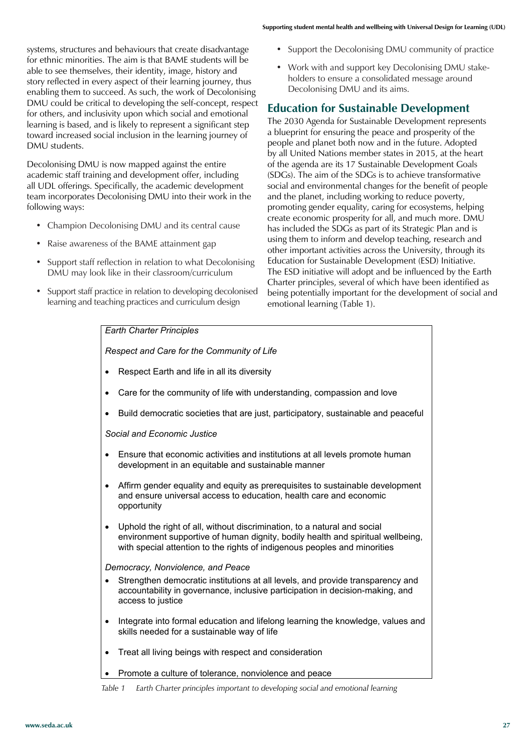systems, structures and behaviours that create disadvantage for ethnic minorities. The aim is that BAME students will be able to see themselves, their identity, image, history and story reflected in every aspect of their learning journey, thus enabling them to succeed. As such, the work of Decolonising DMU could be critical to developing the self-concept, respect for others, and inclusivity upon which social and emotional learning is based, and is likely to represent a significant step toward increased social inclusion in the learning journey of DMU students.

Decolonising DMU is now mapped against the entire academic staff training and development offer, including all UDL offerings. Specifically, the academic development team incorporates Decolonising DMU into their work in the following ways:

- Champion Decolonising DMU and its central cause
- Raise awareness of the BAME attainment gap
- Support staff reflection in relation to what Decolonising DMU may look like in their classroom/curriculum
- Support staff practice in relation to developing decolonised learning and teaching practices and curriculum design
- Support the Decolonising DMU community of practice
- Work with and support key Decolonising DMU stakeholders to ensure a consolidated message around Decolonising DMU and its aims.

## Education for Sustainable Development

The 2030 Agenda for Sustainable Development represents a blueprint for ensuring the peace and prosperity of the people and planet both now and in the future. Adopted by all United Nations member states in 2015, at the heart of the agenda are its 17 Sustainable Development Goals (SDGs). The aim of the SDGs is to achieve transformative social and environmental changes for the benefit of people and the planet, including working to reduce poverty, promoting gender equality, caring for ecosystems, helping create economic prosperity for all, and much more. DMU has included the SDGs as part of its Strategic Plan and is using them to inform and develop teaching, research and other important activities across the University, through its Education for Sustainable Development (ESD) Initiative. The ESD initiative will adopt and be influenced by the Earth Charter principles, several of which have been identified as being potentially important for the development of social and emotional learning (Table 1).

*Earth Charter Principles*

*Respect and Care for the Community of Life*

- Respect Earth and life in all its diversity
- Care for the community of life with understanding, compassion and love
- Build democratic societies that are just, participatory, sustainable and peaceful

*Social and Economic Justice*

- Ensure that economic activities and institutions at all levels promote human development in an equitable and sustainable manner
- Affirm gender equality and equity as prerequisites to sustainable development and ensure universal access to education, health care and economic opportunity
- Uphold the right of all, without discrimination, to a natural and social environment supportive of human dignity, bodily health and spiritual wellbeing, with special attention to the rights of indigenous peoples and minorities

*Democracy, Nonviolence, and Peace*

- Strengthen democratic institutions at all levels, and provide transparency and accountability in governance, inclusive participation in decision-making, and access to justice
- Integrate into formal education and lifelong learning the knowledge, values and skills needed for a sustainable way of life
- Treat all living beings with respect and consideration
- Promote a culture of tolerance, nonviolence and peace

*Table 1 Earth Charter principles important to developing social and emotional learning*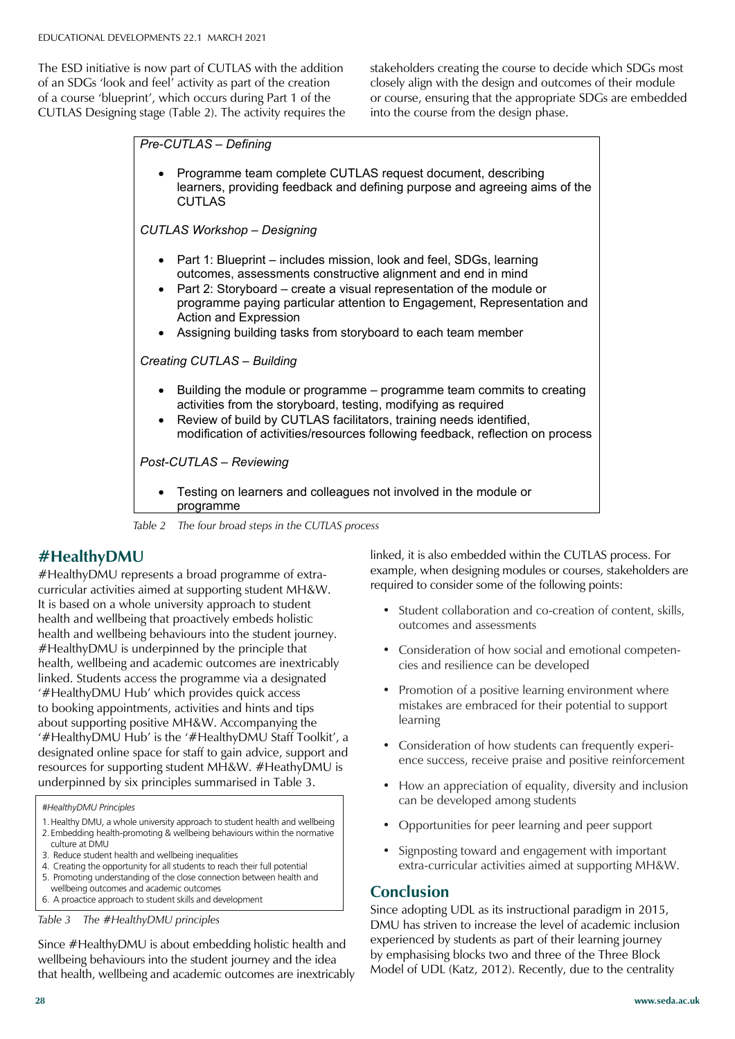The ESD initiative is now part of CUTLAS with the addition of an SDGs 'look and feel' activity as part of the creation of a course 'blueprint', which occurs during Part 1 of the CUTLAS Designing stage (Table 2). The activity requires the stakeholders creating the course to decide which SDGs most closely align with the design and outcomes of their module or course, ensuring that the appropriate SDGs are embedded into the course from the design phase.

*Pre-CUTLAS – Defining*

- Programme team complete CUTLAS request document, describing learners, providing feedback and defining purpose and agreeing aims of the CUTLAS

*CUTLAS Workshop – Designing*

- Part 1: Blueprint – includes mission, look and feel, SDGs, learning outcomes, assessments constructive alignment and end in mind
- Part 2: Storyboard – create a visual representation of the module or programme paying particular attention to Engagement, Representation and Action and Expression
- Assigning building tasks from storyboard to each team member

*Creating CUTLAS – Building*

- Building the module or programme – programme team commits to creating activities from the storyboard, testing, modifying as required
- Review of build by CUTLAS facilitators, training needs identified, modification of activities/resources following feedback, reflection on process

*Post-CUTLAS – Reviewing*

- Testing on learners and colleagues not involved in the module or programme

*Table 2 The four broad steps in the CUTLAS process*

## #HealthyDMU

#HealthyDMU represents a broad programme of extra-curricular activities aimed at supporting student MH&W. It is based on a whole university approach to student health and wellbeing that proactively embeds holistic health and wellbeing behaviours into the student journey. #HealthyDMU is underpinned by the principle that health, wellbeing and academic outcomes are inextricably linked. Students access the programme via a designated '#HealthyDMU Hub' which provides quick access to booking appointments, activities and hints and tips about supporting positive MH&W. Accompanying the '#HealthyDMU Hub' is the '#HealthyDMU Staff Toolkit', a designated online space for staff to gain advice, support and resources for supporting student MH&W. #HeathyDMU is underpinned by six principles summarised in Table 3.

*#HealthyDMU Principles*

1. Healthy DMU, a whole university approach to student health and wellbeing
2. Embedding health-promoting & wellbeing behaviours within the normative culture at DMU
3. Reduce student health and wellbeing inequalities
4. Creating the opportunity for all students to reach their full potential
5. Promoting understanding of the close connection between health and wellbeing outcomes and academic outcomes
6. A proactice approach to student skills and development

*Table 3 The #HealthyDMU principles*

Since #HealthyDMU is about embedding holistic health and wellbeing behaviours into the student journey and the idea that health, wellbeing and academic outcomes are inextricably linked, it is also embedded within the CUTLAS process. For example, when designing modules or courses, stakeholders are required to consider some of the following points:

- Student collaboration and co-creation of content, skills, outcomes and assessments
- Consideration of how social and emotional competencies and resilience can be developed
- Promotion of a positive learning environment where mistakes are embraced for their potential to support learning
- Consideration of how students can frequently experience success, receive praise and positive reinforcement
- How an appreciation of equality, diversity and inclusion can be developed among students
- Opportunities for peer learning and peer support
- Signposting toward and engagement with important extra-curricular activities aimed at supporting MH&W.

## Conclusion

Since adopting UDL as its instructional paradigm in 2015, DMU has striven to increase the level of academic inclusion experienced by students as part of their learning journey by emphasising blocks two and three of the Three Block Model of UDL (Katz, 2012). Recently, due to the centrality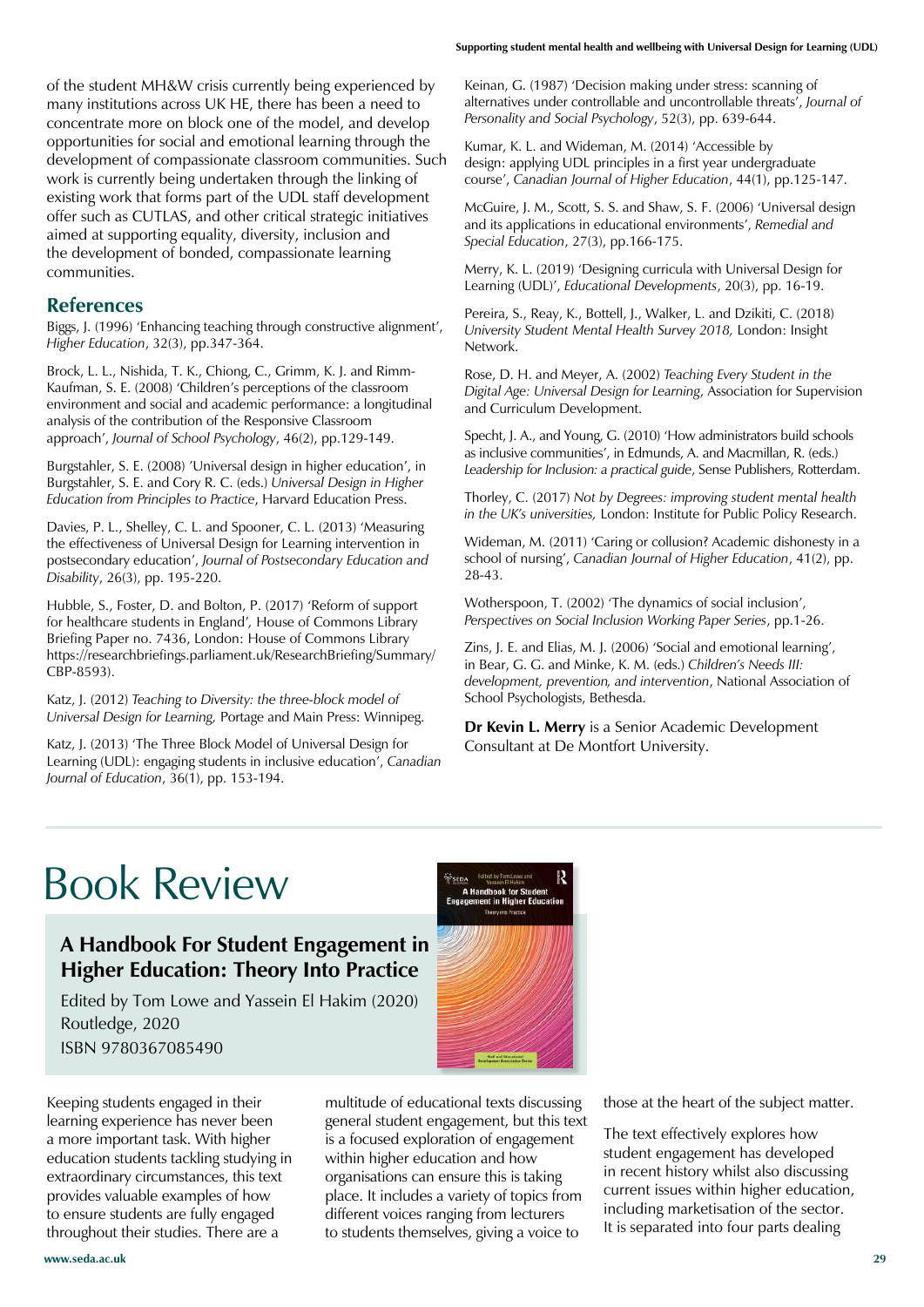of the student MH&W crisis currently being experienced by many institutions across UK HE, there has been a need to concentrate more on block one of the model, and develop opportunities for social and emotional learning through the development of compassionate classroom communities. Such work is currently being undertaken through the linking of existing work that forms part of the UDL staff development offer such as CUTLAS, and other critical strategic initiatives aimed at supporting equality, diversity, inclusion and the development of bonded, compassionate learning communities.

## References

Biggs, J. (1996) 'Enhancing teaching through constructive alignment', *Higher Education*, 32(3), pp.347-364.

Brock, L. L., Nishida, T. K., Chiong, C., Grimm, K. J. and Rimm-Kaufman, S. E. (2008) 'Children's perceptions of the classroom environment and social and academic performance: a longitudinal analysis of the contribution of the Responsive Classroom approach', *Journal of School Psychology*, 46(2), pp.129-149.

Burgstahler, S. E. (2008) 'Universal design in higher education', in Burgstahler, S. E. and Cory R. C. (eds.) *Universal Design in Higher Education from Principles to Practice*, Harvard Education Press.

Davies, P. L., Shelley, C. L. and Spooner, C. L. (2013) 'Measuring the effectiveness of Universal Design for Learning intervention in postsecondary education', *Journal of Postsecondary Education and Disability*, 26(3), pp. 195-220.

Hubble, S., Foster, D. and Bolton, P. (2017) 'Reform of support for healthcare students in England', House of Commons Library Briefing Paper no. 7436, London: House of Commons Library https://researchbriefings.parliament.uk/ResearchBriefing/Summary/CBP-8593).

Katz, J. (2012) *Teaching to Diversity: the three-block model of Universal Design for Learning,* Portage and Main Press: Winnipeg.

Katz, J. (2013) 'The Three Block Model of Universal Design for Learning (UDL): engaging students in inclusive education', *Canadian Journal of Education*, 36(1), pp. 153-194.

Keinan, G. (1987) 'Decision making under stress: scanning of alternatives under controllable and uncontrollable threats', *Journal of Personality and Social Psychology*, 52(3), pp. 639-644.

Kumar, K. L. and Wideman, M. (2014) 'Accessible by design: applying UDL principles in a first year undergraduate course', *Canadian Journal of Higher Education*, 44(1), pp.125-147.

McGuire, J. M., Scott, S. S. and Shaw, S. F. (2006) 'Universal design and its applications in educational environments', *Remedial and Special Education*, 27(3), pp.166-175.

Merry, K. L. (2019) 'Designing curricula with Universal Design for Learning (UDL)', *Educational Developments*, 20(3), pp. 16-19.

Pereira, S., Reay, K., Bottell, J., Walker, L. and Dzikiti, C. (2018) *University Student Mental Health Survey 2018,* London: Insight Network.

Rose, D. H. and Meyer, A. (2002) *Teaching Every Student in the Digital Age: Universal Design for Learning*, Association for Supervision and Curriculum Development.

Specht, J. A., and Young, G. (2010) 'How administrators build schools as inclusive communities', in Edmunds, A. and Macmillan, R. (eds.) *Leadership for Inclusion: a practical guide*, Sense Publishers, Rotterdam.

Thorley, C. (2017) *Not by Degrees: improving student mental health in the UK's universities,* London: Institute for Public Policy Research.

Wideman, M. (2011) 'Caring or collusion? Academic dishonesty in a school of nursing', *Canadian Journal of Higher Education*, 41(2), pp. 28-43.

Wotherspoon, T. (2002) 'The dynamics of social inclusion', *Perspectives on Social Inclusion Working Paper Series*, pp.1-26.

Zins, J. E. and Elias, M. J. (2006) 'Social and emotional learning', in Bear, G. G. and Minke, K. M. (eds.) *Children's Needs III: development, prevention, and intervention*, National Association of School Psychologists, Bethesda.

**Dr Kevin L. Merry** is a Senior Academic Development Consultant at De Montfort University.

# Book Review

## A Handbook For Student Engagement in Higher Education: Theory Into Practice

Edited by Tom Lowe and Yassein El Hakim (2020)
Routledge, 2020
ISBN 9780367085490

Keeping students engaged in their learning experience has never been a more important task. With higher education students tackling studying in extraordinary circumstances, this text provides valuable examples of how to ensure students are fully engaged throughout their studies. There are a multitude of educational texts discussing general student engagement, but this text is a focused exploration of engagement within higher education and how organisations can ensure this is taking place. It includes a variety of topics from different voices ranging from lecturers to students themselves, giving a voice to those at the heart of the subject matter.

The text effectively explores how student engagement has developed in recent history whilst also discussing current issues within higher education, including marketisation of the sector. It is separated into four parts dealing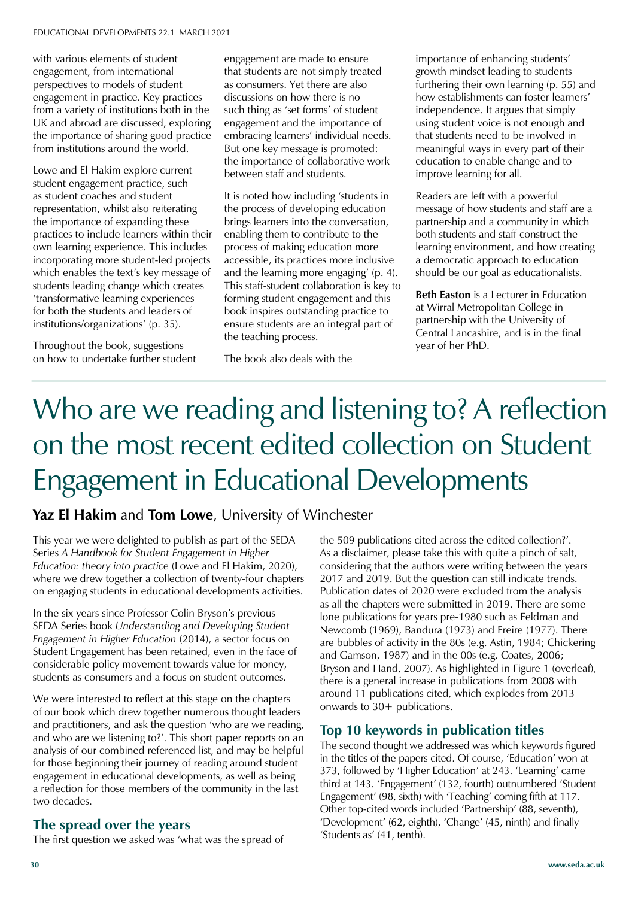with various elements of student engagement, from international perspectives to models of student engagement in practice. Key practices from a variety of institutions both in the UK and abroad are discussed, exploring the importance of sharing good practice from institutions around the world.

Lowe and El Hakim explore current student engagement practice, such as student coaches and student representation, whilst also reiterating the importance of expanding these practices to include learners within their own learning experience. This includes incorporating more student-led projects which enables the text's key message of students leading change which creates 'transformative learning experiences for both the students and leaders of institutions/organizations' (p. 35).

Throughout the book, suggestions on how to undertake further student engagement are made to ensure that students are not simply treated as consumers. Yet there are also discussions on how there is no such thing as 'set forms' of student engagement and the importance of embracing learners' individual needs. But one key message is promoted: the importance of collaborative work between staff and students.

It is noted how including 'students in the process of developing education brings learners into the conversation, enabling them to contribute to the process of making education more accessible, its practices more inclusive and the learning more engaging' (p. 4). This staff-student collaboration is key to forming student engagement and this book inspires outstanding practice to ensure students are an integral part of the teaching process.

The book also deals with the importance of enhancing students' growth mindset leading to students furthering their own learning (p. 55) and how establishments can foster learners' independence. It argues that simply using student voice is not enough and that students need to be involved in meaningful ways in every part of their education to enable change and to improve learning for all.

Readers are left with a powerful message of how students and staff are a partnership and a community in which both students and staff construct the learning environment, and how creating a democratic approach to education should be our goal as educationalists.

**Beth Easton** is a Lecturer in Education at Wirral Metropolitan College in partnership with the University of Central Lancashire, and is in the final year of her PhD.

# Who are we reading and listening to? A reflection on the most recent edited collection on Student Engagement in Educational Developments

**Yaz El Hakim** and **Tom Lowe**, University of Winchester

This year we were delighted to publish as part of the SEDA Series *A Handbook for Student Engagement in Higher Education: theory into practice* (Lowe and El Hakim, 2020), where we drew together a collection of twenty-four chapters on engaging students in educational developments activities.

In the six years since Professor Colin Bryson's previous SEDA Series book *Understanding and Developing Student Engagement in Higher Education* (2014), a sector focus on Student Engagement has been retained, even in the face of considerable policy movement towards value for money, students as consumers and a focus on student outcomes.

We were interested to reflect at this stage on the chapters of our book which drew together numerous thought leaders and practitioners, and ask the question 'who are we reading, and who are we listening to?'. This short paper reports on an analysis of our combined referenced list, and may be helpful for those beginning their journey of reading around student engagement in educational developments, as well as being a reflection for those members of the community in the last two decades.

## The spread over the years

The first question we asked was 'what was the spread of the 509 publications cited across the edited collection?'. As a disclaimer, please take this with quite a pinch of salt, considering that the authors were writing between the years 2017 and 2019. But the question can still indicate trends. Publication dates of 2020 were excluded from the analysis as all the chapters were submitted in 2019. There are some lone publications for years pre-1980 such as Feldman and Newcomb (1969), Bandura (1973) and Freire (1977). There are bubbles of activity in the 80s (e.g. Astin, 1984; Chickering and Gamson, 1987) and in the 00s (e.g. Coates, 2006; Bryson and Hand, 2007). As highlighted in Figure 1 (overleaf), there is a general increase in publications from 2008 with around 11 publications cited, which explodes from 2013 onwards to 30+ publications.

## Top 10 keywords in publication titles

The second thought we addressed was which keywords figured in the titles of the papers cited. Of course, 'Education' won at 373, followed by 'Higher Education' at 243. 'Learning' came third at 143. 'Engagement' (132, fourth) outnumbered 'Student Engagement' (98, sixth) with 'Teaching' coming fifth at 117. Other top-cited words included 'Partnership' (88, seventh), 'Development' (62, eighth), 'Change' (45, ninth) and finally 'Students as' (41, tenth).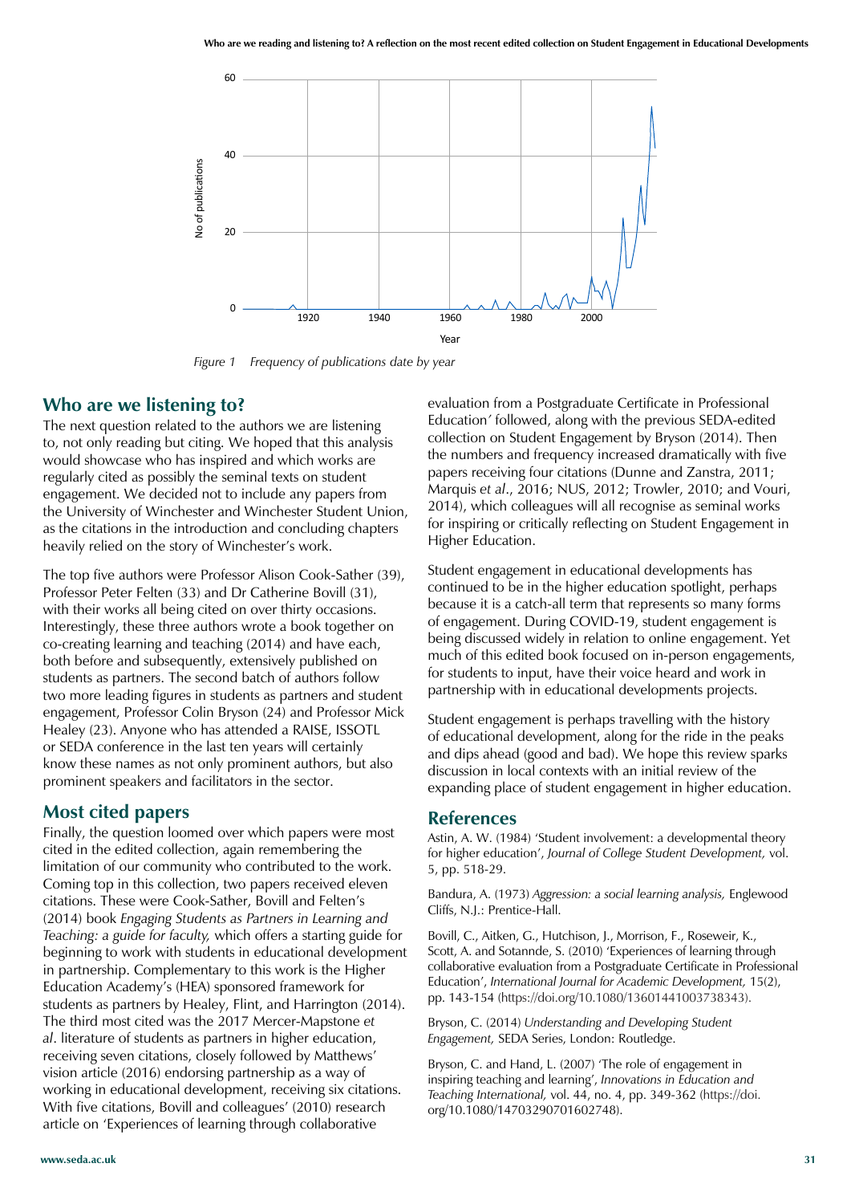Figure 1 Frequency of publications date by year

## Who are we listening to?

The next question related to the authors we are listening to, not only reading but citing. We hoped that this analysis would showcase who has inspired and which works are regularly cited as possibly the seminal texts on student engagement. We decided not to include any papers from the University of Winchester and Winchester Student Union, as the citations in the introduction and concluding chapters heavily relied on the story of Winchester's work.

The top five authors were Professor Alison Cook-Sather (39), Professor Peter Felten (33) and Dr Catherine Bovill (31), with their works all being cited on over thirty occasions. Interestingly, these three authors wrote a book together on co-creating learning and teaching (2014) and have each, both before and subsequently, extensively published on students as partners. The second batch of authors follow two more leading figures in students as partners and student engagement, Professor Colin Bryson (24) and Professor Mick Healey (23). Anyone who has attended a RAISE, ISSOTL or SEDA conference in the last ten years will certainly know these names as not only prominent authors, but also prominent speakers and facilitators in the sector.

## Most cited papers

Finally, the question loomed over which papers were most cited in the edited collection, again remembering the limitation of our community who contributed to the work. Coming top in this collection, two papers received eleven citations. These were Cook-Sather, Bovill and Felten's (2014) book *Engaging Students as Partners in Learning and Teaching: a guide for faculty,* which offers a starting guide for beginning to work with students in educational development in partnership. Complementary to this work is the Higher Education Academy's (HEA) sponsored framework for students as partners by Healey, Flint, and Harrington (2014). The third most cited was the 2017 Mercer-Mapstone *et al*. literature of students as partners in higher education, receiving seven citations, closely followed by Matthews' vision article (2016) endorsing partnership as a way of working in educational development, receiving six citations. With five citations, Bovill and colleagues' (2010) research article on 'Experiences of learning through collaborative evaluation from a Postgraduate Certificate in Professional Education' followed, along with the previous SEDA-edited collection on Student Engagement by Bryson (2014). Then the numbers and frequency increased dramatically with five papers receiving four citations (Dunne and Zanstra, 2011; Marquis *et al*., 2016; NUS, 2012; Trowler, 2010; and Vouri, 2014), which colleagues will all recognise as seminal works for inspiring or critically reflecting on Student Engagement in Higher Education.

Student engagement in educational developments has continued to be in the higher education spotlight, perhaps because it is a catch-all term that represents so many forms of engagement. During COVID-19, student engagement is being discussed widely in relation to online engagement. Yet much of this edited book focused on in-person engagements, for students to input, have their voice heard and work in partnership with in educational developments projects.

Student engagement is perhaps travelling with the history of educational development, along for the ride in the peaks and dips ahead (good and bad). We hope this review sparks discussion in local contexts with an initial review of the expanding place of student engagement in higher education.

## References

Astin, A. W. (1984) 'Student involvement: a developmental theory for higher education', *Journal of College Student Development,* vol. 5, pp. 518-29.

Bandura, A. (1973) *Aggression: a social learning analysis,* Englewood Cliffs, N.J.: Prentice-Hall.

Bovill, C., Aitken, G., Hutchison, J., Morrison, F., Roseweir, K., Scott, A. and Sotannde, S. (2010) 'Experiences of learning through collaborative evaluation from a Postgraduate Certificate in Professional Education', *International Journal for Academic Development,* 15(2), pp. 143-154 (https://doi.org/10.1080/13601441003738343).

Bryson, C. (2014) *Understanding and Developing Student Engagement,* SEDA Series, London: Routledge.

Bryson, C. and Hand, L. (2007) 'The role of engagement in inspiring teaching and learning', *Innovations in Education and Teaching International,* vol. 44, no. 4, pp. 349-362 (https://doi.org/10.1080/14703290701602748).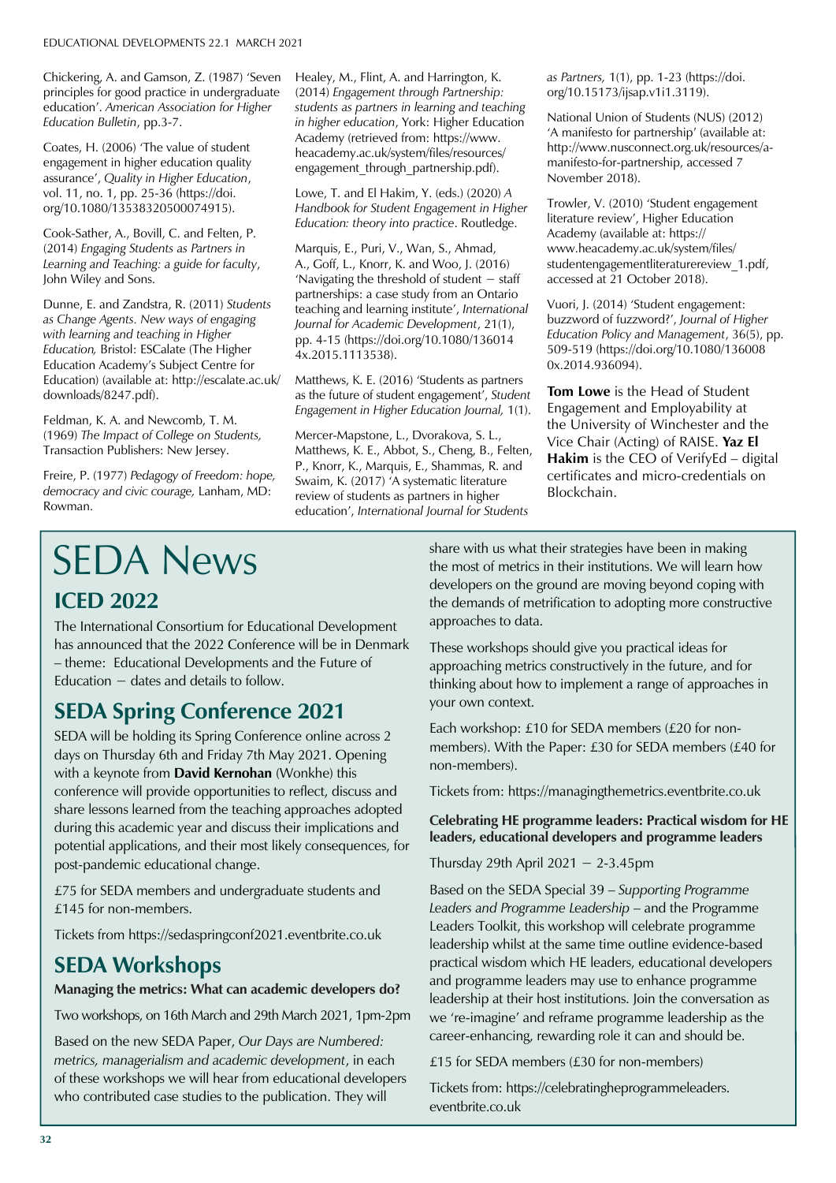Chickering, A. and Gamson, Z. (1987) 'Seven principles for good practice in undergraduate education'. *American Association for Higher Education Bulletin*, pp.3-7.

Coates, H. (2006) 'The value of student engagement in higher education quality assurance', *Quality in Higher Education*, vol. 11, no. 1, pp. 25-36 (https://doi.org/10.1080/13538320500074915).

Cook-Sather, A., Bovill, C. and Felten, P. (2014) *Engaging Students as Partners in Learning and Teaching: a guide for faculty*, John Wiley and Sons.

Dunne, E. and Zandstra, R. (2011) *Students as Change Agents. New ways of engaging with learning and teaching in Higher Education,* Bristol: ESCalate (The Higher Education Academy's Subject Centre for Education) (available at: http://escalate.ac.uk/downloads/8247.pdf).

Feldman, K. A. and Newcomb, T. M. (1969) *The Impact of College on Students,* Transaction Publishers: New Jersey.

Freire, P. (1977) *Pedagogy of Freedom: hope, democracy and civic courage,* Lanham, MD: Rowman.

Healey, M., Flint, A. and Harrington, K. (2014) *Engagement through Partnership: students as partners in learning and teaching in higher education*, York: Higher Education Academy (retrieved from: https://www.heacademy.ac.uk/system/files/resources/engagement_through_partnership.pdf).

Lowe, T. and El Hakim, Y. (eds.) (2020) *A Handbook for Student Engagement in Higher Education: theory into practice*. Routledge.

Marquis, E., Puri, V., Wan, S., Ahmad, A., Goff, L., Knorr, K. and Woo, J. (2016) 'Navigating the threshold of student – staff partnerships: a case study from an Ontario teaching and learning institute', *International Journal for Academic Development*, 21(1), pp. 4-15 (https://doi.org/10.1080/1360144x.2015.1113538).

Matthews, K. E. (2016) 'Students as partners as the future of student engagement', *Student Engagement in Higher Education Journal,* 1(1).

Mercer-Mapstone, L., Dvorakova, S. L., Matthews, K. E., Abbot, S., Cheng, B., Felten, P., Knorr, K., Marquis, E., Shammas, R. and Swaim, K. (2017) 'A systematic literature review of students as partners in higher education', *International Journal for Students as Partners,* 1(1), pp. 1-23 (https://doi.org/10.15173/ijsap.v1i1.3119).

National Union of Students (NUS) (2012) 'A manifesto for partnership' (available at: http://www.nusconnect.org.uk/resources/a-manifesto-for-partnership, accessed 7 November 2018).

Trowler, V. (2010) 'Student engagement literature review', Higher Education Academy (available at: https://www.heacademy.ac.uk/system/files/studentengagementliteraturereview_1.pdf, accessed at 21 October 2018).

Vuori, J. (2014) 'Student engagement: buzzword of fuzzword?', *Journal of Higher Education Policy and Management*, 36(5), pp. 509-519 (https://doi.org/10.1080/1360080x.2014.936094).

**Tom Lowe** is the Head of Student Engagement and Employability at the University of Winchester and the Vice Chair (Acting) of RAISE. **Yaz El Hakim** is the CEO of VerifyEd – digital certificates and micro-credentials on Blockchain.

# SEDA News

## ICED 2022

The International Consortium for Educational Development has announced that the 2022 Conference will be in Denmark – theme: Educational Developments and the Future of Education – dates and details to follow.

## SEDA Spring Conference 2021

SEDA will be holding its Spring Conference online across 2 days on Thursday 6th and Friday 7th May 2021. Opening with a keynote from **David Kernohan** (Wonkhe) this conference will provide opportunities to reflect, discuss and share lessons learned from the teaching approaches adopted during this academic year and discuss their implications and potential applications, and their most likely consequences, for post-pandemic educational change.

£75 for SEDA members and undergraduate students and £145 for non-members.

Tickets from https://sedaspringconf2021.eventbrite.co.uk

## SEDA Workshops

**Managing the metrics: What can academic developers do?**

Two workshops, on 16th March and 29th March 2021, 1pm-2pm

Based on the new SEDA Paper, *Our Days are Numbered: metrics, managerialism and academic development*, in each of these workshops we will hear from educational developers who contributed case studies to the publication. They will share with us what their strategies have been in making the most of metrics in their institutions. We will learn how developers on the ground are moving beyond coping with the demands of metrification to adopting more constructive approaches to data.

These workshops should give you practical ideas for approaching metrics constructively in the future, and for thinking about how to implement a range of approaches in your own context.

Each workshop: £10 for SEDA members (£20 for non-members). With the Paper: £30 for SEDA members (£40 for non-members).

Tickets from: https://managingthemetrics.eventbrite.co.uk

**Celebrating HE programme leaders: Practical wisdom for HE leaders, educational developers and programme leaders**

Thursday 29th April 2021 – 2-3.45pm

Based on the SEDA Special 39 – *Supporting Programme Leaders and Programme Leadership* – and the Programme Leaders Toolkit, this workshop will celebrate programme leadership whilst at the same time outline evidence-based practical wisdom which HE leaders, educational developers and programme leaders may use to enhance programme leadership at their host institutions. Join the conversation as we 're-imagine' and reframe programme leadership as the career-enhancing, rewarding role it can and should be.

£15 for SEDA members (£30 for non-members)

Tickets from: https://celebratingheprogrammeleaders.eventbrite.co.uk